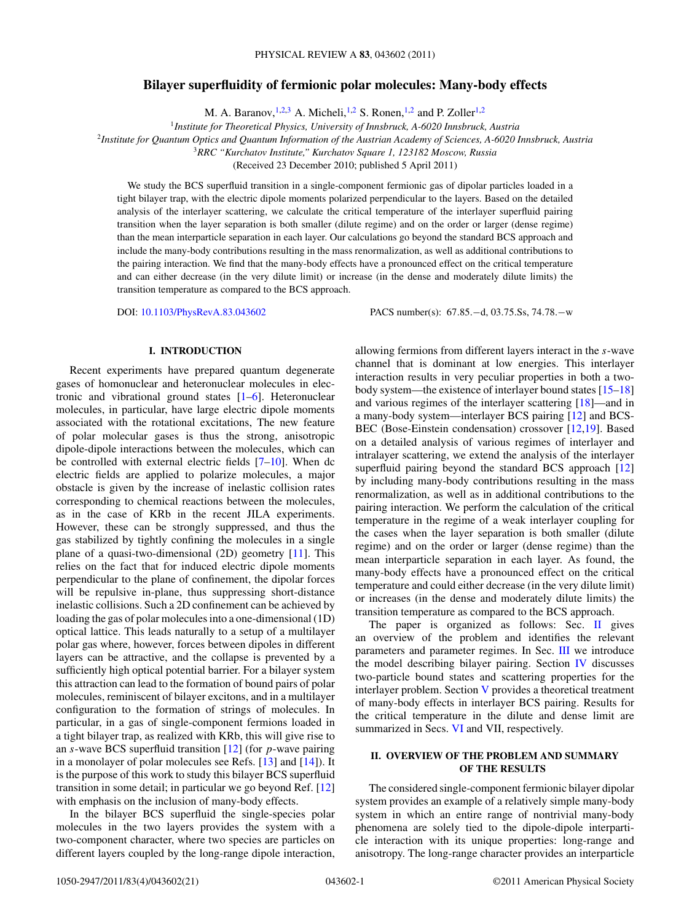# Bilayer superfluidity of fermionic polar molecules: Many-body effects

M. A. Baranov,[1,2,3] A. Micheli,[1,2] S. Ronen,[1,2] and P. Zoller[1,2]

[1]Institute for Theoretical Physics, University of Innsbruck, A-6020 Innsbruck, Austria
[2]Institute for Quantum Optics and Quantum Information of the Austrian Academy of Sciences, A-6020 Innsbruck, Austria
[3]RRC "Kurchatov Institute," Kurchatov Square 1, 123182 Moscow, Russia

(Received 23 December 2010; published 5 April 2011)

We study the BCS superfluid transition in a single-component fermionic gas of dipolar particles loaded in a tight bilayer trap, with the electric dipole moments polarized perpendicular to the layers. Based on the detailed analysis of the interlayer scattering, we calculate the critical temperature of the interlayer superfluid pairing transition when the layer separation is both smaller (dilute regime) and on the order or larger (dense regime) than the mean interparticle separation in each layer. Our calculations go beyond the standard BCS approach and include the many-body contributions resulting in the mass renormalization, as well as additional contributions to the pairing interaction. We find that the many-body effects have a pronounced effect on the critical temperature and can either decrease (in the very dilute limit) or increase (in the dense and moderately dilute limits) the transition temperature as compared to the BCS approach.

DOI: 10.1103/PhysRevA.83.043602 PACS number(s): 67.85.−d, 03.75.Ss, 74.78.−w

## I. INTRODUCTION

Recent experiments have prepared quantum degenerate gases of homonuclear and heteronuclear molecules in electronic and vibrational ground states [1–6]. Heteronuclear molecules, in particular, have large electric dipole moments associated with the rotational excitations, The new feature of polar molecular gases is thus the strong, anisotropic dipole-dipole interactions between the molecules, which can be controlled with external electric fields [7–10]. When dc electric fields are applied to polarize molecules, a major obstacle is given by the increase of inelastic collision rates corresponding to chemical reactions between the molecules, as in the case of KRb in the recent JILA experiments. However, these can be strongly suppressed, and thus the gas stabilized by tightly confining the molecules in a single plane of a quasi-two-dimensional (2D) geometry [11]. This relies on the fact that for induced electric dipole moments perpendicular to the plane of confinement, the dipolar forces will be repulsive in-plane, thus suppressing short-distance inelastic collisions. Such a 2D confinement can be achieved by loading the gas of polar molecules into a one-dimensional (1D) optical lattice. This leads naturally to a setup of a multilayer polar gas where, however, forces between dipoles in different layers can be attractive, and the collapse is prevented by a sufficiently high optical potential barrier. For a bilayer system this attraction can lead to the formation of bound pairs of polar molecules, reminiscent of bilayer excitons, and in a multilayer configuration to the formation of strings of molecules. In particular, in a gas of single-component fermions loaded in a tight bilayer trap, as realized with KRb, this will give rise to an $s$-wave BCS superfluid transition [12] (for $p$-wave pairing in a monolayer of polar molecules see Refs. [13] and [14]). It is the purpose of this work to study this bilayer BCS superfluid transition in some detail; in particular we go beyond Ref. [12] with emphasis on the inclusion of many-body effects.

In the bilayer BCS superfluid the single-species polar molecules in the two layers provides the system with a two-component character, where two species are particles on different layers coupled by the long-range dipole interaction, allowing fermions from different layers interact in the $s$-wave channel that is dominant at low energies. This interlayer interaction results in very peculiar properties in both a two-body system—the existence of interlayer bound states [15–18] and various regimes of the interlayer scattering [18]—and in a many-body system—interlayer BCS pairing [12] and BCS-BEC (Bose-Einstein condensation) crossover [12,19]. Based on a detailed analysis of various regimes of interlayer and intralayer scattering, we extend the analysis of the interlayer superfluid pairing beyond the standard BCS approach [12] by including many-body contributions resulting in the mass renormalization, as well as in additional contributions to the pairing interaction. We perform the calculation of the critical temperature in the regime of a weak interlayer coupling for the cases when the layer separation is both smaller (dilute regime) and on the order or larger (dense regime) than the mean interparticle separation in each layer. As found, the many-body effects have a pronounced effect on the critical temperature and could either decrease (in the very dilute limit) or increases (in the dense and moderately dilute limits) the transition temperature as compared to the BCS approach.

The paper is organized as follows: Sec. II gives an overview of the problem and identifies the relevant parameters and parameter regimes. In Sec. III we introduce the model describing bilayer pairing. Section IV discusses two-particle bound states and scattering properties for the interlayer problem. Section V provides a theoretical treatment of many-body effects in interlayer BCS pairing. Results for the critical temperature in the dilute and dense limit are summarized in Secs. VI and VII, respectively.

## II. OVERVIEW OF THE PROBLEM AND SUMMARY OF THE RESULTS

The considered single-component fermionic bilayer dipolar system provides an example of a relatively simple many-body system in which an entire range of nontrivial many-body phenomena are solely tied to the dipole-dipole interparticle interaction with its unique properties: long-range and anisotropy. The long-range character provides an interparticle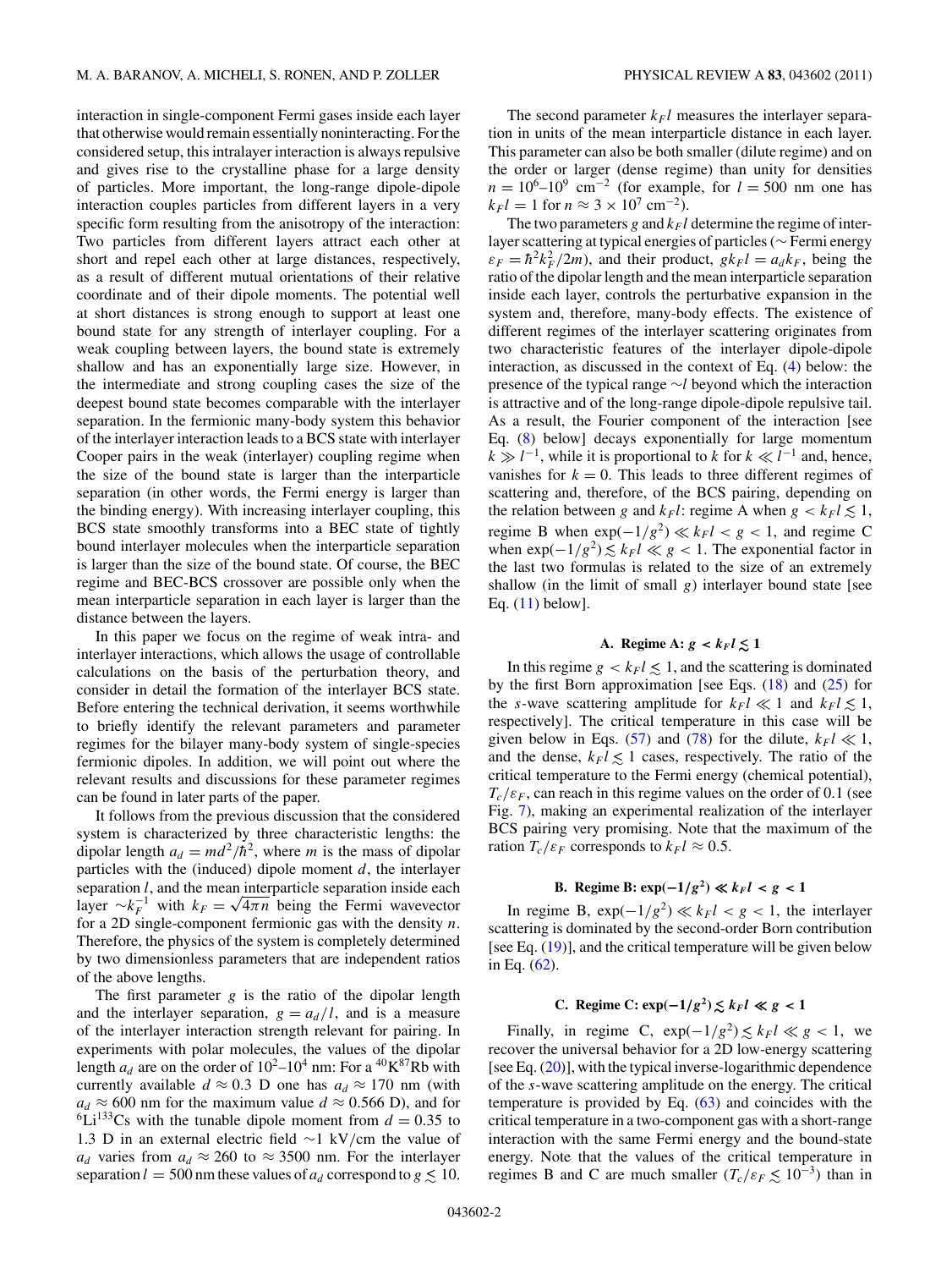interaction in single-component Fermi gases inside each layer that otherwise would remain essentially noninteracting. For the considered setup, this intralayer interaction is always repulsive and gives rise to the crystalline phase for a large density of particles. More important, the long-range dipole-dipole interaction couples particles from different layers in a very specific form resulting from the anisotropy of the interaction: Two particles from different layers attract each other at short and repel each other at large distances, respectively, as a result of different mutual orientations of their relative coordinate and of their dipole moments. The potential well at short distances is strong enough to support at least one bound state for any strength of interlayer coupling. For a weak coupling between layers, the bound state is extremely shallow and has an exponentially large size. However, in the intermediate and strong coupling cases the size of the deepest bound state becomes comparable with the interlayer separation. In the fermionic many-body system this behavior of the interlayer interaction leads to a BCS state with interlayer Cooper pairs in the weak (interlayer) coupling regime when the size of the bound state is larger than the interparticle separation (in other words, the Fermi energy is larger than the binding energy). With increasing interlayer coupling, this BCS state smoothly transforms into a BEC state of tightly bound interlayer molecules when the interparticle separation is larger than the size of the bound state. Of course, the BEC regime and BEC-BCS crossover are possible only when the mean interparticle separation in each layer is larger than the distance between the layers.

In this paper we focus on the regime of weak intra- and interlayer interactions, which allows the usage of controllable calculations on the basis of the perturbation theory, and consider in detail the formation of the interlayer BCS state. Before entering the technical derivation, it seems worthwhile to briefly identify the relevant parameters and parameter regimes for the bilayer many-body system of single-species fermionic dipoles. In addition, we will point out where the relevant results and discussions for these parameter regimes can be found in later parts of the paper.

It follows from the previous discussion that the considered system is characterized by three characteristic lengths: the dipolar length $a_d = md^2/\hbar^2$, where $m$ is the mass of dipolar particles with the (induced) dipole moment $d$, the interlayer separation $l$, and the mean interparticle separation inside each layer $\sim k_F^{-1}$ with $k_F = \sqrt{4\pi n}$ being the Fermi wavevector for a 2D single-component fermionic gas with the density $n$. Therefore, the physics of the system is completely determined by two dimensionless parameters that are independent ratios of the above lengths.

The first parameter $g$ is the ratio of the dipolar length and the interlayer separation, $g = a_d/l$, and is a measure of the interlayer interaction strength relevant for pairing. In experiments with polar molecules, the values of the dipolar length $a_d$ are on the order of $10^2$–$10^4$ nm: For a $^{40}$K$^{87}$Rb with currently available $d \approx 0.3$ D one has $a_d \approx 170$ nm (with $a_d \approx 600$ nm for the maximum value $d \approx 0.566$ D), and for $^{6}$Li$^{133}$Cs with the tunable dipole moment from $d = 0.35$ to 1.3 D in an external electric field $\sim$1 kV/cm the value of $a_d$ varies from $a_d \approx 260$ to $\approx 3500$ nm. For the interlayer separation $l = 500$ nm these values of $a_d$ correspond to $g \lesssim 10$.

The second parameter $k_F l$ measures the interlayer separation in units of the mean interparticle distance in each layer. This parameter can also be both smaller (dilute regime) and on the order or larger (dense regime) than unity for densities $n = 10^6$–$10^9$ cm$^{-2}$ (for example, for $l = 500$ nm one has $k_F l = 1$ for $n \approx 3 \times 10^7$ cm$^{-2}$).

The two parameters $g$ and $k_F l$ determine the regime of interlayer scattering at typical energies of particles ($\sim$ Fermi energy $\varepsilon_F = \hbar^2 k_F^2/2m$), and their product, $g k_F l = a_d k_F$, being the ratio of the dipolar length and the mean interparticle separation inside each layer, controls the perturbative expansion in the system and, therefore, many-body effects. The existence of different regimes of the interlayer scattering originates from two characteristic features of the interlayer dipole-dipole interaction, as discussed in the context of Eq. (4) below: the presence of the typical range $\sim l$ beyond which the interaction is attractive and of the long-range dipole-dipole repulsive tail. As a result, the Fourier component of the interaction [see Eq. (8) below] decays exponentially for large momentum $k \gg l^{-1}$, while it is proportional to $k$ for $k \ll l^{-1}$ and, hence, vanishes for $k = 0$. This leads to three different regimes of scattering and, therefore, of the BCS pairing, depending on the relation between $g$ and $k_F l$: regime A when $g < k_F l \lesssim 1$, regime B when $\exp(-1/g^2) \ll k_F l < g < 1$, and regime C when $\exp(-1/g^2) \lesssim k_F l \ll g < 1$. The exponential factor in the last two formulas is related to the size of an extremely shallow (in the limit of small $g$) interlayer bound state [see Eq. (11) below].

### A. Regime A: $g < k_F l \lesssim 1$

In this regime $g < k_F l \lesssim 1$, and the scattering is dominated by the first Born approximation [see Eqs. (18) and (25) for the $s$-wave scattering amplitude for $k_F l \ll 1$ and $k_F l \lesssim 1$, respectively]. The critical temperature in this case will be given below in Eqs. (57) and (78) for the dilute, $k_F l \ll 1$, and the dense, $k_F l \lesssim 1$ cases, respectively. The ratio of the critical temperature to the Fermi energy (chemical potential), $T_c/\varepsilon_F$, can reach in this regime values on the order of 0.1 (see Fig. 7), making an experimental realization of the interlayer BCS pairing very promising. Note that the maximum of the ration $T_c/\varepsilon_F$ corresponds to $k_F l \approx 0.5$.

### B. Regime B: $\exp(-1/g^2) \ll k_F l < g < 1$

In regime B, $\exp(-1/g^2) \ll k_F l < g < 1$, the interlayer scattering is dominated by the second-order Born contribution [see Eq. (19)], and the critical temperature will be given below in Eq. (62).

### C. Regime C: $\exp(-1/g^2) \lesssim k_F l \ll g < 1$

Finally, in regime C, $\exp(-1/g^2) \lesssim k_F l \ll g < 1$, we recover the universal behavior for a 2D low-energy scattering [see Eq. (20)], with the typical inverse-logarithmic dependence of the $s$-wave scattering amplitude on the energy. The critical temperature is provided by Eq. (63) and coincides with the critical temperature in a two-component gas with a short-range interaction with the same Fermi energy and the bound-state energy. Note that the values of the critical temperature in regimes B and C are much smaller ($T_c/\varepsilon_F \lesssim 10^{-3}$) than in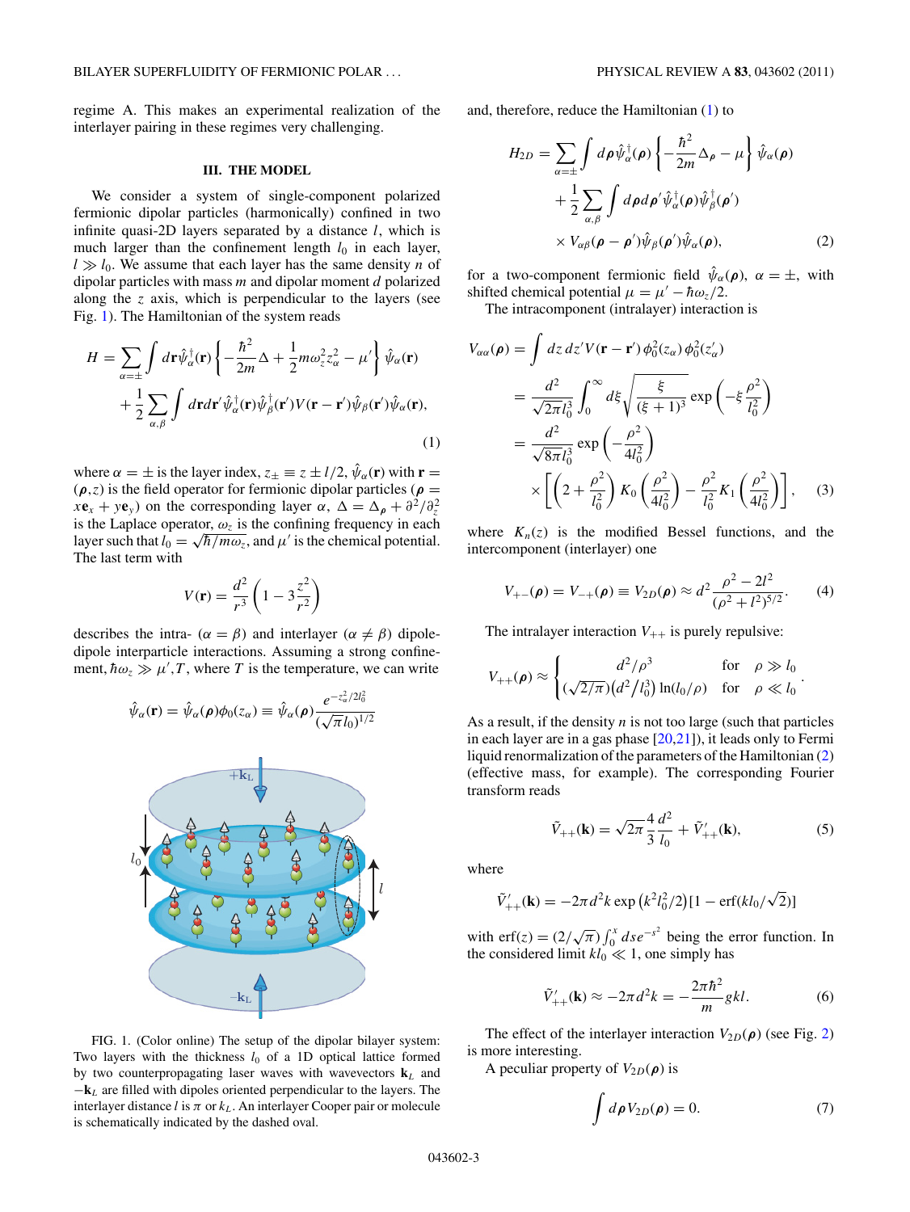regime A. This makes an experimental realization of the interlayer pairing in these regimes very challenging.

## III. THE MODEL

We consider a system of single-component polarized fermionic dipolar particles (harmonically) confined in two infinite quasi-2D layers separated by a distance $l$, which is much larger than the confinement length $l_0$ in each layer, $l \gg l_0$. We assume that each layer has the same density $n$ of dipolar particles with mass $m$ and dipolar moment $d$ polarized along the $z$ axis, which is perpendicular to the layers (see Fig. 1). The Hamiltonian of the system reads

$$H = \sum_{\alpha=\pm} \int d\mathbf{r} \hat{\psi}_\alpha^\dagger(\mathbf{r}) \left\{ -\frac{\hbar^2}{2m}\Delta + \frac{1}{2} m\omega_z^2 z_\alpha^2 - \mu' \right\} \hat{\psi}_\alpha(\mathbf{r}) + \frac{1}{2}\sum_{\alpha,\beta} \int d\mathbf{r} d\mathbf{r}' \hat{\psi}_\alpha^\dagger(\mathbf{r}) \hat{\psi}_\beta^\dagger(\mathbf{r}') V(\mathbf{r}-\mathbf{r}') \hat{\psi}_\beta(\mathbf{r}') \hat{\psi}_\alpha(\mathbf{r}), \tag{1}$$

where $\alpha = \pm$ is the layer index, $z_\pm \equiv z \pm l/2$, $\hat{\psi}_\alpha(\mathbf{r})$ with $\mathbf{r} = (\boldsymbol{\rho}, z)$ is the field operator for fermionic dipolar particles ($\boldsymbol{\rho} = x\mathbf{e}_x + y\mathbf{e}_y$) on the corresponding layer $\alpha$, $\Delta = \Delta_\rho + \partial^2/\partial_z^2$ is the Laplace operator, $\omega_z$ is the confining frequency in each layer such that $l_0 = \sqrt{\hbar/m\omega_z}$, and $\mu'$ is the chemical potential. The last term with

$$V(\mathbf{r}) = \frac{d^2}{r^3}\left(1 - 3\frac{z^2}{r^2}\right)$$

describes the intra- ($\alpha = \beta$) and interlayer ($\alpha \neq \beta$) dipole-dipole interparticle interactions. Assuming a strong confinement, $\hbar\omega_z \gg \mu', T$, where $T$ is the temperature, we can write

$$\hat{\psi}_\alpha(\mathbf{r}) = \hat{\psi}_\alpha(\boldsymbol{\rho})\phi_0(z_\alpha) \equiv \hat{\psi}_\alpha(\boldsymbol{\rho})\frac{e^{-z_\alpha^2/2l_0^2}}{(\sqrt{\pi}l_0)^{1/2}}$$

FIG. 1. (Color online) The setup of the dipolar bilayer system: Two layers with the thickness $l_0$ of a 1D optical lattice formed by two counterpropagating laser waves with wavevectors $\mathbf{k}_L$ and $-\mathbf{k}_L$ are filled with dipoles oriented perpendicular to the layers. The interlayer distance $l$ is $\pi$ or $k_L$. An interlayer Cooper pair or molecule is schematically indicated by the dashed oval.

and, therefore, reduce the Hamiltonian (1) to

$$H_{2D} = \sum_{\alpha=\pm} \int d\boldsymbol{\rho} \hat{\psi}_\alpha^\dagger(\boldsymbol{\rho}) \left\{ -\frac{\hbar^2}{2m}\Delta_\rho - \mu \right\} \hat{\psi}_\alpha(\boldsymbol{\rho}) + \frac{1}{2}\sum_{\alpha,\beta} \int d\boldsymbol{\rho} d\boldsymbol{\rho}' \hat{\psi}_\alpha^\dagger(\boldsymbol{\rho}) \hat{\psi}_\beta^\dagger(\boldsymbol{\rho}') \times V_{\alpha\beta}(\boldsymbol{\rho}-\boldsymbol{\rho}') \hat{\psi}_\beta(\boldsymbol{\rho}') \hat{\psi}_\alpha(\boldsymbol{\rho}), \tag{2}$$

for a two-component fermionic field $\hat{\psi}_\alpha(\boldsymbol{\rho})$, $\alpha = \pm$, with shifted chemical potential $\mu = \mu' - \hbar\omega_z/2$.

The intracomponent (intralayer) interaction is

$$\begin{aligned} V_{\alpha\alpha}(\boldsymbol{\rho}) &= \int dz\, dz' V(\mathbf{r}-\mathbf{r}')\, \phi_0^2(z_\alpha)\, \phi_0^2(z_\alpha') \\ &= \frac{d^2}{\sqrt{2\pi} l_0^3} \int_0^\infty d\xi \sqrt{\frac{\xi}{(\xi+1)^3}} \exp\left(-\xi\frac{\rho^2}{l_0^2}\right) \\ &= \frac{d^2}{\sqrt{8\pi} l_0^3} \exp\left(-\frac{\rho^2}{4l_0^2}\right) \\ &\quad \times \left[\left(2 + \frac{\rho^2}{l_0^2}\right) K_0\left(\frac{\rho^2}{4l_0^2}\right) - \frac{\rho^2}{l_0^2} K_1\left(\frac{\rho^2}{4l_0^2}\right)\right], \end{aligned} \tag{3}$$

where $K_n(z)$ is the modified Bessel functions, and the intercomponent (interlayer) one

$$V_{+-}(\boldsymbol{\rho}) = V_{-+}(\boldsymbol{\rho}) \equiv V_{2D}(\boldsymbol{\rho}) \approx d^2 \frac{\rho^2 - 2l^2}{(\rho^2 + l^2)^{5/2}}. \tag{4}$$

The intralayer interaction $V_{++}$ is purely repulsive:

$$V_{++}(\boldsymbol{\rho}) \approx \begin{cases} d^2/\rho^3 & \text{for} \quad \rho \gg l_0 \\ (\sqrt{2/\pi})(d^2/l_0^3)\ln(l_0/\rho) & \text{for} \quad \rho \ll l_0 \end{cases}.$$

As a result, if the density $n$ is not too large (such that particles in each layer are in a gas phase [20,21]), it leads only to Fermi liquid renormalization of the parameters of the Hamiltonian (2) (effective mass, for example). The corresponding Fourier transform reads

$$\tilde{V}_{++}(\mathbf{k}) = \sqrt{2\pi}\frac{4}{3}\frac{d^2}{l_0} + \tilde{V}'_{++}(\mathbf{k}), \tag{5}$$

where

$$\tilde{V}'_{++}(\mathbf{k}) = -2\pi d^2 k \exp\left(k^2 l_0^2/2\right)[1 - \mathrm{erf}(kl_0/\sqrt{2})]$$

with $\mathrm{erf}(z) = (2/\sqrt{\pi})\int_0^x ds e^{-s^2}$ being the error function. In the considered limit $kl_0 \ll 1$, one simply has

$$\tilde{V}'_{++}(\mathbf{k}) \approx -2\pi d^2 k = -\frac{2\pi\hbar^2}{m} gkl. \tag{6}$$

The effect of the interlayer interaction $V_{2D}(\boldsymbol{\rho})$ (see Fig. 2) is more interesting.

A peculiar property of $V_{2D}(\boldsymbol{\rho})$ is

$$\int d\boldsymbol{\rho} V_{2D}(\boldsymbol{\rho}) = 0. \tag{7}$$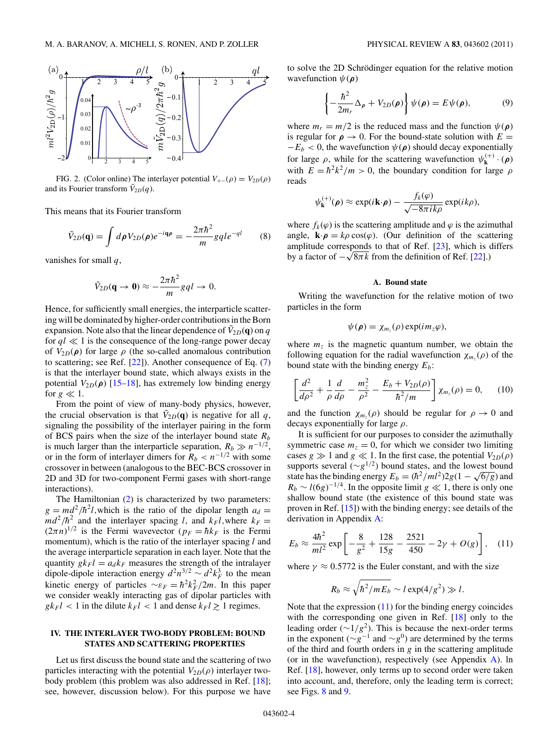FIG. 2. (Color online) The interlayer potential $V_{+-}(\rho) = V_{2D}(\rho)$ and its Fourier transform $\tilde{V}_{2D}(q)$.

This means that its Fourier transform

$$\tilde{V}_{2D}(\mathbf{q}) = \int d\boldsymbol{\rho} V_{2D}(\boldsymbol{\rho}) e^{-i\mathbf{q}\boldsymbol{\rho}} = -\frac{2\pi\hbar^2}{m} gql e^{-ql} \tag{8}$$

vanishes for small $q$,

$$\tilde{V}_{2D}(\mathbf{q} \to \mathbf{0}) \approx -\frac{2\pi\hbar^2}{m} gql \to 0.$$

Hence, for sufficiently small energies, the interparticle scattering will be dominated by higher-order contributions in the Born expansion. Note also that the linear dependence of $\tilde{V}_{2D}(\mathbf{q})$ on $q$ for $ql \ll 1$ is the consequence of the long-range power decay of $V_{2D}(\boldsymbol{\rho})$ for large $\rho$ (the so-called anomalous contribution to scattering; see Ref. [22]). Another consequence of Eq. (7) is that the interlayer bound state, which always exists in the potential $V_{2D}(\boldsymbol{\rho})$ [15–18], has extremely low binding energy for $g \ll 1$.

From the point of view of many-body physics, however, the crucial observation is that $\tilde{V}_{2D}(\mathbf{q})$ is negative for all $q$, signaling the possibility of the interlayer pairing in the form of BCS pairs when the size of the interlayer bound state $R_b$ is much larger than the interparticle separation, $R_b \gg n^{-1/2}$, or in the form of interlayer dimers for $R_b < n^{-1/2}$ with some crossover in between (analogous to the BEC-BCS crossover in 2D and 3D for two-component Fermi gases with short-range interactions).

The Hamiltonian (2) is characterized by two parameters: $g = md^2/\hbar^2 l$,which is the ratio of the dipolar length $a_d = md^2/\hbar^2$ and the interlayer spacing $l$, and $k_F l$,where $k_F = (2\pi n)^{1/2}$ is the Fermi wavevector ($p_F = \hbar k_F$ is the Fermi momentum), which is the ratio of the interlayer spacing $l$ and the average interparticle separation in each layer. Note that the quantity $gk_F l = a_d k_F$ measures the strength of the intralayer dipole-dipole interaction energy $d^2 n^{3/2} \sim d^2 k_F^3$ to the mean kinetic energy of particles $\sim \varepsilon_F = \hbar^2 k_F^2/2m$. In this paper we consider weakly interacting gas of dipolar particles with $gk_F l < 1$ in the dilute $k_F l < 1$ and dense $k_F l \gtrsim 1$ regimes.

## IV. THE INTERLAYER TWO-BODY PROBLEM: BOUND STATES AND SCATTERING PROPERTIES

Let us first discuss the bound state and the scattering of two particles interacting with the potential $V_{2D}(\rho)$ interlayer two-body problem (this problem was also addressed in Ref. [18]; see, however, discussion below). For this purpose we have to solve the 2D Schrödinger equation for the relative motion wavefunction $\psi(\boldsymbol{\rho})$

$$\left\{-\frac{\hbar^2}{2m_r}\Delta_{\boldsymbol{\rho}} + V_{2D}(\boldsymbol{\rho})\right\}\psi(\boldsymbol{\rho}) = E\psi(\boldsymbol{\rho}), \tag{9}$$

where $m_r = m/2$ is the reduced mass and the function $\psi(\boldsymbol{\rho})$ is regular for $\boldsymbol{\rho} \to 0$. For the bound-state solution with $E = -E_b < 0$, the wavefunction $\psi(\boldsymbol{\rho})$ should decay exponentially for large $\rho$, while for the scattering wavefunction $\psi^{(+)}_{\mathbf{k}} \cdot (\boldsymbol{\rho})$ with $E = \hbar^2 k^2/m > 0$, the boundary condition for large $\rho$ reads

$$\psi^{(+)}_{\mathbf{k}}(\boldsymbol{\rho}) \approx \exp(i\mathbf{k}\cdot\boldsymbol{\rho}) - \frac{f_k(\varphi)}{\sqrt{-8\pi i k\rho}}\exp(ik\rho),$$

where $f_k(\varphi)$ is the scattering amplitude and $\varphi$ is the azimuthal angle, $\mathbf{k}\cdot\boldsymbol{\rho} = k\rho\cos(\varphi)$. (Our definition of the scattering amplitude corresponds to that of Ref. [23], which is differs by a factor of $-\sqrt{8\pi k}$ from the definition of Ref. [22].)

### A. Bound state

Writing the wavefunction for the relative motion of two particles in the form

$$\psi(\boldsymbol{\rho}) = \chi_{m_z}(\rho)\exp(im_z\varphi),$$

where $m_z$ is the magnetic quantum number, we obtain the following equation for the radial wavefunction $\chi_{m_z}(\rho)$ of the bound state with the binding energy $E_b$:

$$\left[\frac{d^2}{d\rho^2} + \frac{1}{\rho}\frac{d}{d\rho} - \frac{m_z^2}{\rho^2} - \frac{E_b + V_{2D}(\rho)}{\hbar^2/m}\right]\chi_{m_z}(\rho) = 0, \tag{10}$$

and the function $\chi_{m_z}(\rho)$ should be regular for $\rho \to 0$ and decays exponentially for large $\rho$.

It is sufficient for our purposes to consider the azimuthally symmetric case $m_z = 0$, for which we consider two limiting cases $g \gg 1$ and $g \ll 1$. In the first case, the potential $V_{2D}(\rho)$ supports several ($\sim g^{1/2}$) bound states, and the lowest bound state has the binding energy $E_b = (\hbar^2/ml^2)2g(1 - \sqrt{6/g})$ and $R_b \sim l(6g)^{-1/4}$. In the opposite limit $g \ll 1$, there is only one shallow bound state (the existence of this bound state was proven in Ref. [15]) with the binding energy; see details of the derivation in Appendix A:

$$E_b \approx \frac{4\hbar^2}{ml^2}\exp\left[-\frac{8}{g^2} + \frac{128}{15g} - \frac{2521}{450} - 2\gamma + O(g)\right], \tag{11}$$

where $\gamma \approx 0.5772$ is the Euler constant, and with the size

$$R_b \approx \sqrt{\hbar^2/mE_b} \sim l\exp(4/g^2) \gg l.$$

Note that the expression (11) for the binding energy coincides with the corresponding one given in Ref. [18] only to the leading order ($\sim 1/g^2$). This is because the next-order terms in the exponent ($\sim g^{-1}$ and $\sim g^0$) are determined by the terms of the third and fourth orders in $g$ in the scattering amplitude (or in the wavefunction), respectively (see Appendix A). In Ref. [18], however, only terms up to second order were taken into account, and, therefore, only the leading term is correct; see Figs. 8 and 9.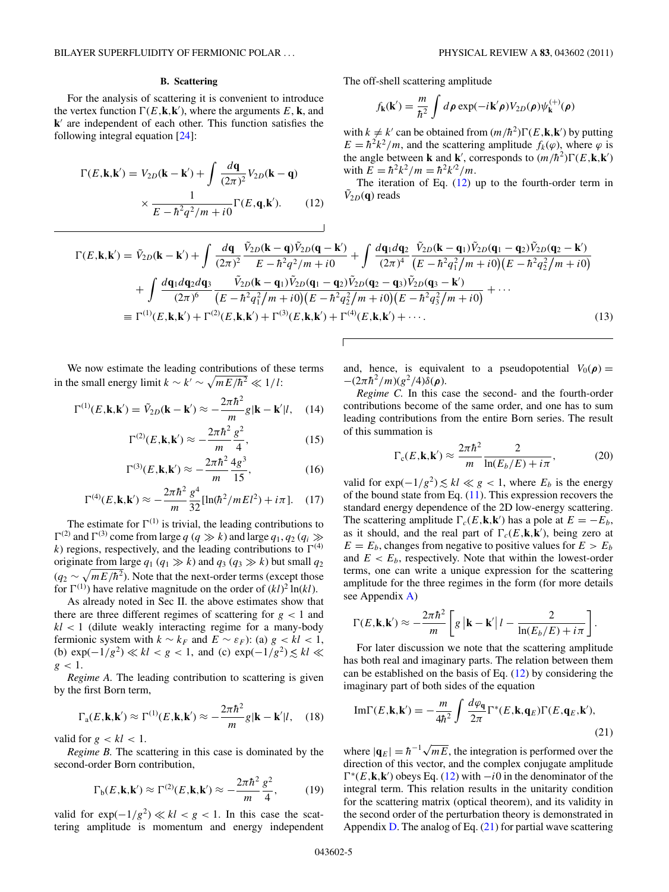### B. Scattering

For the analysis of scattering it is convenient to introduce the vertex function $\Gamma(E,\mathbf{k},\mathbf{k}')$, where the arguments $E$, $\mathbf{k}$, and $\mathbf{k}'$ are independent of each other. This function satisfies the following integral equation [24]:

$$\Gamma(E,\mathbf{k},\mathbf{k}') = V_{2D}(\mathbf{k}-\mathbf{k}') + \int \frac{d\mathbf{q}}{(2\pi)^2} V_{2D}(\mathbf{k}-\mathbf{q}) \times \frac{1}{E - \hbar^2 q^2/m + i0}\Gamma(E,\mathbf{q},\mathbf{k}'). \quad (12)$$

The off-shell scattering amplitude

$$f_{\mathbf{k}}(\mathbf{k}') = \frac{m}{\hbar^2}\int d\boldsymbol{\rho}\exp(-i\mathbf{k}'\boldsymbol{\rho})V_{2D}(\boldsymbol{\rho})\psi_{\mathbf{k}}^{(+)}(\boldsymbol{\rho})$$

with $k \neq k'$ can be obtained from $(m/\hbar^2)\Gamma(E,\mathbf{k},\mathbf{k}')$ by putting $E = \hbar^2k^2/m$, and the scattering amplitude $f_k(\varphi)$, where $\varphi$ is the angle between $\mathbf{k}$ and $\mathbf{k}'$, corresponds to $(m/\hbar^2)\Gamma(E,\mathbf{k},\mathbf{k}')$ with $E = \hbar^2k^2/m = \hbar^2k'^2/m$.

The iteration of Eq. (12) up to the fourth-order term in $\tilde{V}_{2D}(\mathbf{q})$ reads

$$\begin{aligned}
\Gamma(E,\mathbf{k},\mathbf{k}') &= \tilde{V}_{2D}(\mathbf{k}-\mathbf{k}') + \int \frac{d\mathbf{q}}{(2\pi)^2}\frac{\tilde{V}_{2D}(\mathbf{k}-\mathbf{q})\tilde{V}_{2D}(\mathbf{q}-\mathbf{k}')}{E-\hbar^2q^2/m+i0} + \int\frac{d\mathbf{q}_1 d\mathbf{q}_2}{(2\pi)^4}\frac{\tilde{V}_{2D}(\mathbf{k}-\mathbf{q}_1)\tilde{V}_{2D}(\mathbf{q}_1-\mathbf{q}_2)\tilde{V}_{2D}(\mathbf{q}_2-\mathbf{k}')}{\left(E-\hbar^2q_1^2/m+i0\right)\left(E-\hbar^2q_2^2/m+i0\right)} \\
&\quad + \int\frac{d\mathbf{q}_1 d\mathbf{q}_2 d\mathbf{q}_3}{(2\pi)^6}\frac{\tilde{V}_{2D}(\mathbf{k}-\mathbf{q}_1)\tilde{V}_{2D}(\mathbf{q}_1-\mathbf{q}_2)\tilde{V}_{2D}(\mathbf{q}_2-\mathbf{q}_3)\tilde{V}_{2D}(\mathbf{q}_3-\mathbf{k}')}{\left(E-\hbar^2q_1^2/m+i0\right)\left(E-\hbar^2q_2^2/m+i0\right)\left(E-\hbar^2q_3^2/m+i0\right)} + \cdots \\
&\equiv \Gamma^{(1)}(E,\mathbf{k},\mathbf{k}') + \Gamma^{(2)}(E,\mathbf{k},\mathbf{k}') + \Gamma^{(3)}(E,\mathbf{k},\mathbf{k}') + \Gamma^{(4)}(E,\mathbf{k},\mathbf{k}') + \cdots. \quad (13)
\end{aligned}$$

We now estimate the leading contributions of these terms in the small energy limit $k \sim k' \sim \sqrt{mE/\hbar^2} \ll 1/l$:

$$\Gamma^{(1)}(E,\mathbf{k},\mathbf{k}') = \tilde{V}_{2D}(\mathbf{k}-\mathbf{k}') \approx -\frac{2\pi\hbar^2}{m}g|\mathbf{k}-\mathbf{k}'|l, \quad (14)$$

$$\Gamma^{(2)}(E,\mathbf{k},\mathbf{k}') \approx -\frac{2\pi\hbar^2}{m}\frac{g^2}{4}, \quad (15)$$

$$\Gamma^{(3)}(E,\mathbf{k},\mathbf{k}') \approx -\frac{2\pi\hbar^2}{m}\frac{4g^3}{15}, \quad (16)$$

$$\Gamma^{(4)}(E,\mathbf{k},\mathbf{k}') \approx -\frac{2\pi\hbar^2}{m}\frac{g^4}{32}[\ln(\hbar^2/mEl^2) + i\pi]. \quad (17)$$

The estimate for $\Gamma^{(1)}$ is trivial, the leading contributions to $\Gamma^{(2)}$ and $\Gamma^{(3)}$ come from large $q$ ($q \gg k$) and large $q_1, q_2$ ($q_i \gg k$) regions, respectively, and the leading contributions to $\Gamma^{(4)}$ originate from large $q_1$ ($q_1 \gg k$) and $q_3$ ($q_3 \gg k$) but small $q_2$ ($q_2 \sim \sqrt{mE/\hbar^2}$). Note that the next-order terms (except those for $\Gamma^{(1)}$) have relative magnitude on the order of $(kl)^2\ln(kl)$.

As already noted in Sec II. the above estimates show that there are three different regimes of scattering for $g < 1$ and $kl < 1$ (dilute weakly interacting regime for a many-body fermionic system with $k \sim k_F$ and $E \sim \varepsilon_F$): (a) $g < kl < 1$, (b) $\exp(-1/g^2) \ll kl < g < 1$, and (c) $\exp(-1/g^2) \lesssim kl \ll g < 1$.

*Regime A.* The leading contribution to scattering is given by the first Born term,

$$\Gamma_{\mathrm{a}}(E,\mathbf{k},\mathbf{k}') \approx \Gamma^{(1)}(E,\mathbf{k},\mathbf{k}') \approx -\frac{2\pi\hbar^2}{m}g|\mathbf{k}-\mathbf{k}'|l, \quad (18)$$

valid for $g < kl < 1$.

*Regime B.* The scattering in this case is dominated by the second-order Born contribution,

$$\Gamma_{\mathrm{b}}(E,\mathbf{k},\mathbf{k}') \approx \Gamma^{(2)}(E,\mathbf{k},\mathbf{k}') \approx -\frac{2\pi\hbar^2}{m}\frac{g^2}{4}, \quad (19)$$

valid for $\exp(-1/g^2) \ll kl < g < 1$. In this case the scattering amplitude is momentum and energy independent and, hence, is equivalent to a pseudopotential $V_0(\boldsymbol{\rho}) = -(2\pi\hbar^2/m)(g^2/4)\delta(\boldsymbol{\rho})$.

*Regime C.* In this case the second- and the fourth-order contributions become of the same order, and one has to sum leading contributions from the entire Born series. The result of this summation is

$$\Gamma_{\mathrm{c}}(E,\mathbf{k},\mathbf{k}') \approx \frac{2\pi\hbar^2}{m}\frac{2}{\ln(E_b/E) + i\pi}, \quad (20)$$

valid for $\exp(-1/g^2) \lesssim kl \ll g < 1$, where $E_b$ is the energy of the bound state from Eq. (11). This expression recovers the standard energy dependence of the 2D low-energy scattering. The scattering amplitude $\Gamma_c(E,\mathbf{k},\mathbf{k}')$ has a pole at $E = -E_b$, as it should, and the real part of $\Gamma_c(E,\mathbf{k},\mathbf{k}')$, being zero at $E = E_b$, changes from negative to positive values for $E > E_b$ and $E < E_b$, respectively. Note that within the lowest-order terms, one can write a unique expression for the scattering amplitude for the three regimes in the form (for more details see Appendix A)

$$\Gamma(E,\mathbf{k},\mathbf{k}') \approx -\frac{2\pi\hbar^2}{m}\left[g\left|\mathbf{k}-\mathbf{k}'\right|l - \frac{2}{\ln(E_b/E)+i\pi}\right].$$

For later discussion we note that the scattering amplitude has both real and imaginary parts. The relation between them can be established on the basis of Eq. (12) by considering the imaginary part of both sides of the equation

$$\mathrm{Im}\Gamma(E,\mathbf{k},\mathbf{k}') = -\frac{m}{4\hbar^2}\int\frac{d\varphi_{\mathbf{q}}}{2\pi}\Gamma^*(E,\mathbf{k},\mathbf{q}_E)\Gamma(E,\mathbf{q}_E,\mathbf{k}'), \quad (21)$$

where $|\mathbf{q}_E| = \hbar^{-1}\sqrt{mE}$, the integration is performed over the direction of this vector, and the complex conjugate amplitude $\Gamma^*(E,\mathbf{k},\mathbf{k}')$ obeys Eq. (12) with $-i0$ in the denominator of the integral term. This relation results in the unitarity condition for the scattering matrix (optical theorem), and its validity in the second order of the perturbation theory is demonstrated in Appendix D. The analog of Eq. (21) for partial wave scattering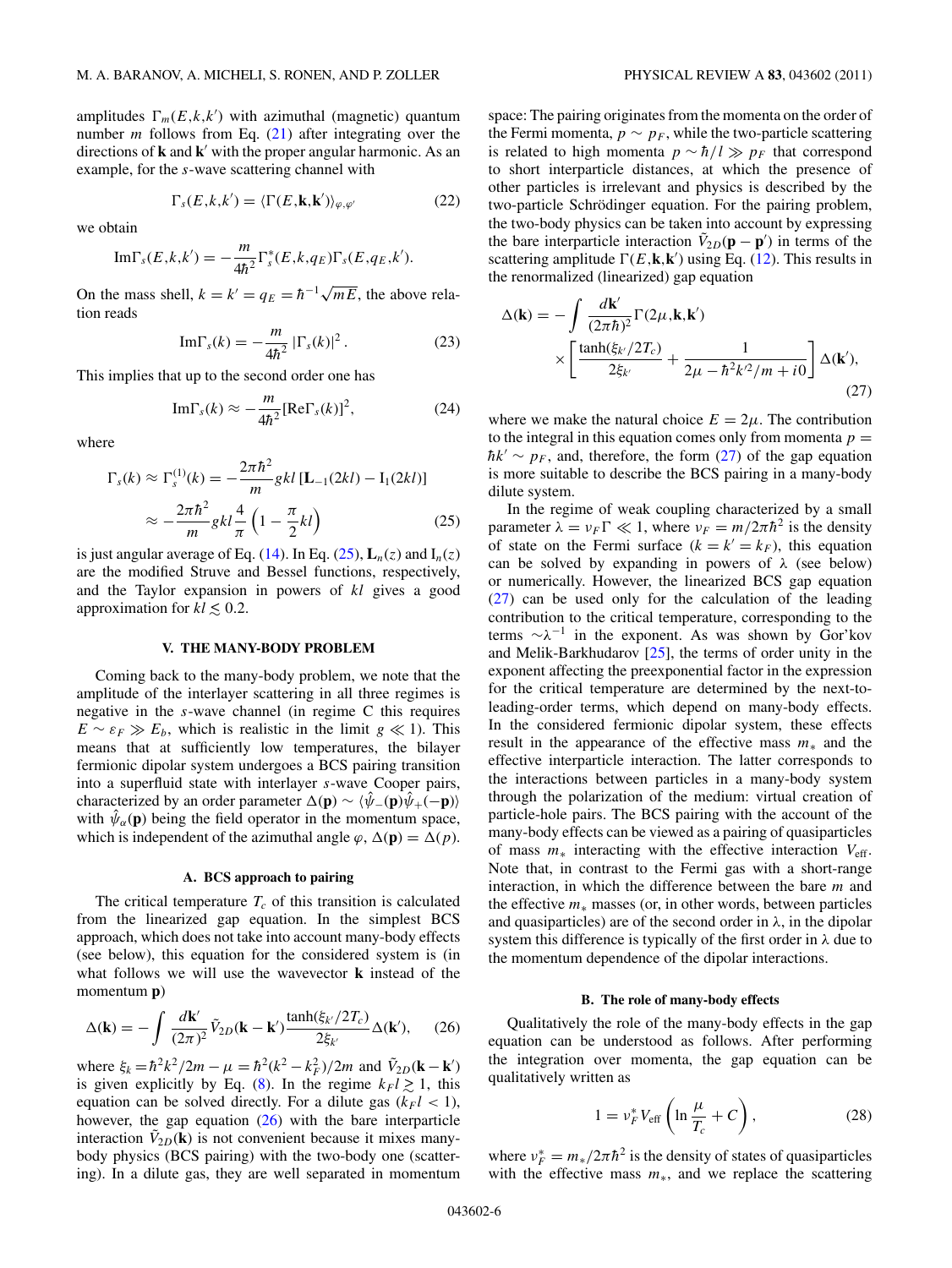amplitudes $\Gamma_m(E,k,k')$ with azimuthal (magnetic) quantum number $m$ follows from Eq. (21) after integrating over the directions of $\mathbf{k}$ and $\mathbf{k}'$ with the proper angular harmonic. As an example, for the $s$-wave scattering channel with

$$\Gamma_s(E,k,k') = \langle \Gamma(E,\mathbf{k},\mathbf{k}')\rangle_{\varphi,\varphi'} \tag{22}$$

we obtain

$$\mathrm{Im}\Gamma_s(E,k,k') = -\frac{m}{4\hbar^2}\Gamma_s^*(E,k,q_E)\Gamma_s(E,q_E,k').$$

On the mass shell, $k = k' = q_E = \hbar^{-1}\sqrt{mE}$, the above relation reads

$$\mathrm{Im}\Gamma_s(k) = -\frac{m}{4\hbar^2}\left|\Gamma_s(k)\right|^2. \tag{23}$$

This implies that up to the second order one has

$$\mathrm{Im}\Gamma_s(k) \approx -\frac{m}{4\hbar^2}[\mathrm{Re}\Gamma_s(k)]^2, \tag{24}$$

where

$$\begin{aligned}\Gamma_s(k) \approx \Gamma_s^{(1)}(k) &= -\frac{2\pi\hbar^2}{m}gkl\left[\mathbf{L}_{-1}(2kl) - \mathrm{I}_1(2kl)\right]\\ &\approx -\frac{2\pi\hbar^2}{m}gkl\frac{4}{\pi}\left(1-\frac{\pi}{2}kl\right)\end{aligned} \tag{25}$$

is just angular average of Eq. (14). In Eq. (25), $\mathbf{L}_n(z)$ and $\mathrm{I}_n(z)$ are the modified Struve and Bessel functions, respectively, and the Taylor expansion in powers of $kl$ gives a good approximation for $kl \lesssim 0.2$.

## V. THE MANY-BODY PROBLEM

Coming back to the many-body problem, we note that the amplitude of the interlayer scattering in all three regimes is negative in the $s$-wave channel (in regime C this requires $E \sim \varepsilon_F \gg E_b$, which is realistic in the limit $g \ll 1$). This means that at sufficiently low temperatures, the bilayer fermionic dipolar system undergoes a BCS pairing transition into a superfluid state with interlayer $s$-wave Cooper pairs, characterized by an order parameter $\Delta(\mathbf{p}) \sim \langle\hat{\psi}_-(\mathbf{p})\hat{\psi}_+(-\mathbf{p})\rangle$ with $\hat{\psi}_\alpha(\mathbf{p})$ being the field operator in the momentum space, which is independent of the azimuthal angle $\varphi$, $\Delta(\mathbf{p}) = \Delta(p)$.

### A. BCS approach to pairing

The critical temperature $T_c$ of this transition is calculated from the linearized gap equation. In the simplest BCS approach, which does not take into account many-body effects (see below), this equation for the considered system is (in what follows we will use the wavevector $\mathbf{k}$ instead of the momentum $\mathbf{p}$)

$$\Delta(\mathbf{k}) = -\int\frac{d\mathbf{k}'}{(2\pi)^2}\tilde{V}_{2D}(\mathbf{k}-\mathbf{k}')\frac{\tanh(\xi_{k'}/2T_c)}{2\xi_{k'}}\Delta(\mathbf{k}'), \tag{26}$$

where $\xi_k = \hbar^2k^2/2m - \mu = \hbar^2(k^2-k_F^2)/2m$ and $\tilde{V}_{2D}(\mathbf{k}-\mathbf{k}')$ is given explicitly by Eq. (8). In the regime $k_Fl \gtrsim 1$, this equation can be solved directly. For a dilute gas ($k_Fl < 1$), however, the gap equation (26) with the bare interparticle interaction $\tilde{V}_{2D}(\mathbf{k})$ is not convenient because it mixes many-body physics (BCS pairing) with the two-body one (scattering). In a dilute gas, they are well separated in momentum space: The pairing originates from the momenta on the order of the Fermi momenta, $p \sim p_F$, while the two-particle scattering is related to high momenta $p \sim \hbar/l \gg p_F$ that correspond to short interparticle distances, at which the presence of other particles is irrelevant and physics is described by the two-particle Schrödinger equation. For the pairing problem, the two-body physics can be taken into account by expressing the bare interparticle interaction $\tilde{V}_{2D}(\mathbf{p}-\mathbf{p}')$ in terms of the scattering amplitude $\Gamma(E,\mathbf{k},\mathbf{k}')$ using Eq. (12). This results in the renormalized (linearized) gap equation

$$\begin{aligned}\Delta(\mathbf{k}) = -\int&\frac{d\mathbf{k}'}{(2\pi\hbar)^2}\Gamma(2\mu,\mathbf{k},\mathbf{k}')\\ &\times\left[\frac{\tanh(\xi_{k'}/2T_c)}{2\xi_{k'}} + \frac{1}{2\mu - \hbar^2k'^2/m + i0}\right]\Delta(\mathbf{k}'),\end{aligned} \tag{27}$$

where we make the natural choice $E = 2\mu$. The contribution to the integral in this equation comes only from momenta $p = \hbar k' \sim p_F$, and, therefore, the form (27) of the gap equation is more suitable to describe the BCS pairing in a many-body dilute system.

In the regime of weak coupling characterized by a small parameter $\lambda = \nu_F\Gamma \ll 1$, where $\nu_F = m/2\pi\hbar^2$ is the density of state on the Fermi surface ($k = k' = k_F$), this equation can be solved by expanding in powers of $\lambda$ (see below) or numerically. However, the linearized BCS gap equation (27) can be used only for the calculation of the leading contribution to the critical temperature, corresponding to the terms $\sim\lambda^{-1}$ in the exponent. As was shown by Gor'kov and Melik-Barkhudarov [25], the terms of order unity in the exponent affecting the preexponential factor in the expression for the critical temperature are determined by the next-to-leading-order terms, which depend on many-body effects. In the considered fermionic dipolar system, these effects result in the appearance of the effective mass $m_*$ and the effective interparticle interaction. The latter corresponds to the interactions between particles in a many-body system through the polarization of the medium: virtual creation of particle-hole pairs. The BCS pairing with the account of the many-body effects can be viewed as a pairing of quasiparticles of mass $m_*$ interacting with the effective interaction $V_{\mathrm{eff}}$. Note that, in contrast to the Fermi gas with a short-range interaction, in which the difference between the bare $m$ and the effective $m_*$ masses (or, in other words, between particles and quasiparticles) are of the second order in $\lambda$, in the dipolar system this difference is typically of the first order in $\lambda$ due to the momentum dependence of the dipolar interactions.

### B. The role of many-body effects

Qualitatively the role of the many-body effects in the gap equation can be understood as follows. After performing the integration over momenta, the gap equation can be qualitatively written as

$$1 = \nu_F^* V_{\mathrm{eff}}\left(\ln\frac{\mu}{T_c} + C\right), \tag{28}$$

where $\nu_F^* = m_*/2\pi\hbar^2$ is the density of states of quasiparticles with the effective mass $m_*$, and we replace the scattering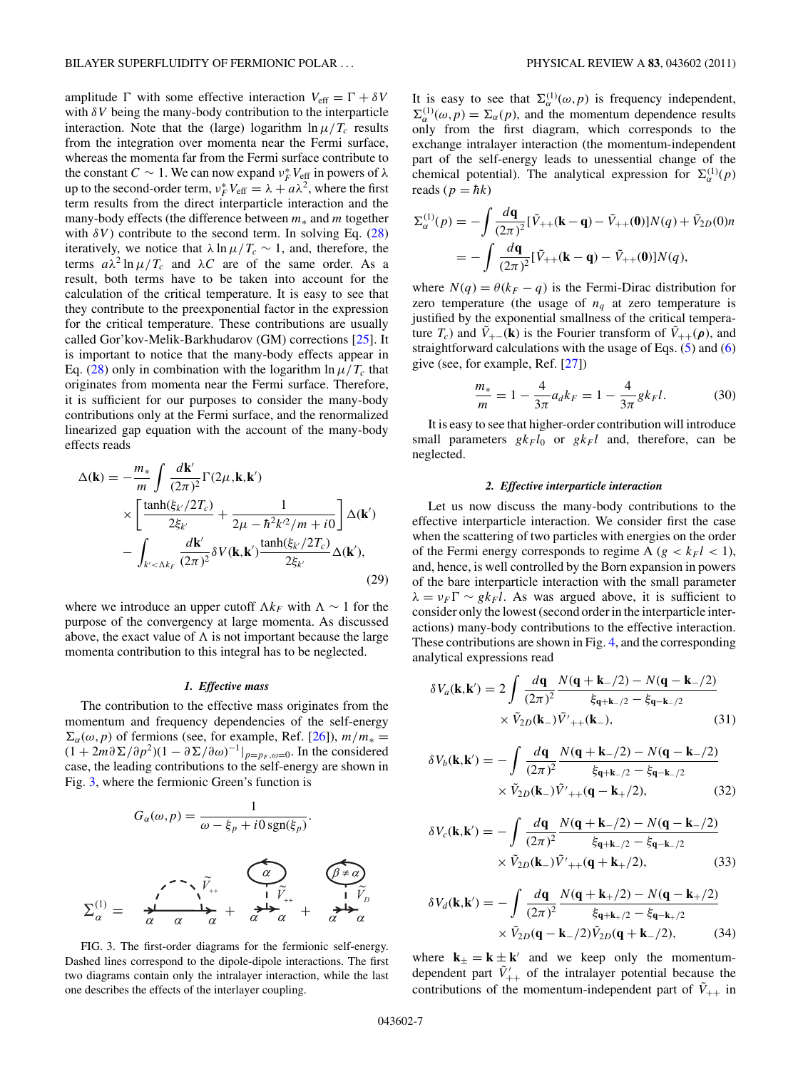amplitude $\Gamma$ with some effective interaction $V_{\rm eff} = \Gamma + \delta V$ with $\delta V$ being the many-body contribution to the interparticle interaction. Note that the (large) logarithm $\ln \mu/T_c$ results from the integration over momenta near the Fermi surface, whereas the momenta far from the Fermi surface contribute to the constant $C \sim 1$. We can now expand $\nu_F^* V_{\rm eff}$ in powers of $\lambda$ up to the second-order term, $\nu_F^* V_{\rm eff} = \lambda + a\lambda^2$, where the first term results from the direct interparticle interaction and the many-body effects (the difference between $m_*$ and $m$ together with $\delta V$) contribute to the second term. In solving Eq. (28) iteratively, we notice that $\lambda \ln \mu/T_c \sim 1$, and, therefore, the terms $a\lambda^2 \ln \mu/T_c$ and $\lambda C$ are of the same order. As a result, both terms have to be taken into account for the calculation of the critical temperature. It is easy to see that they contribute to the preexponential factor in the expression for the critical temperature. These contributions are usually called Gor'kov-Melik-Barkhudarov (GM) corrections [25]. It is important to notice that the many-body effects appear in Eq. (28) only in combination with the logarithm $\ln \mu/T_c$ that originates from momenta near the Fermi surface. Therefore, it is sufficient for our purposes to consider the many-body contributions only at the Fermi surface, and the renormalized linearized gap equation with the account of the many-body effects reads

$$
\begin{aligned}
\Delta(\mathbf{k}) = &-\frac{m_*}{m}\int \frac{d\mathbf{k}'}{(2\pi)^2}\Gamma(2\mu,\mathbf{k},\mathbf{k}') \\
&\times \left[\frac{\tanh(\xi_{k'}/2T_c)}{2\xi_{k'}} + \frac{1}{2\mu - \hbar^2 k'^2/m + i0}\right]\Delta(\mathbf{k}') \\
&- \int_{k'<\Lambda k_F} \frac{d\mathbf{k}'}{(2\pi)^2}\delta V(\mathbf{k},\mathbf{k}')\frac{\tanh(\xi_{k'}/2T_c)}{2\xi_{k'}}\Delta(\mathbf{k}'),
\end{aligned}
\tag{29}
$$

where we introduce an upper cutoff $\Lambda k_F$ with $\Lambda \sim 1$ for the purpose of the convergency at large momenta. As discussed above, the exact value of $\Lambda$ is not important because the large momenta contribution to this integral has to be neglected.

#### 1. Effective mass

The contribution to the effective mass originates from the momentum and frequency dependencies of the self-energy $\Sigma_\alpha(\omega,p)$ of fermions (see, for example, Ref. [26]), $m/m_* = (1 + 2m\partial\Sigma/\partial p^2)(1 - \partial\Sigma/\partial\omega)^{-1}|_{p=p_F,\omega=0}$. In the considered case, the leading contributions to the self-energy are shown in Fig. 3, where the fermionic Green's function is

$$
G_\alpha(\omega,p) = \frac{1}{\omega - \xi_p + i0\,\mathrm{sgn}(\xi_p)}.
$$

FIG. 3. The first-order diagrams for the fermionic self-energy. Dashed lines correspond to the dipole-dipole interactions. The first two diagrams contain only the intralayer interaction, while the last one describes the effects of the interlayer coupling.

It is easy to see that $\Sigma_\alpha^{(1)}(\omega,p)$ is frequency independent, $\Sigma_\alpha^{(1)}(\omega,p) = \Sigma_\alpha(p)$, and the momentum dependence results only from the first diagram, which corresponds to the exchange intralayer interaction (the momentum-independent part of the self-energy leads to unessential change of the chemical potential). The analytical expression for $\Sigma_\alpha^{(1)}(p)$ reads ($p = \hbar k$)

$$
\begin{aligned}
\Sigma_\alpha^{(1)}(p) &= -\int \frac{d\mathbf{q}}{(2\pi)^2}[\tilde{V}_{++}(\mathbf{k}-\mathbf{q}) - \tilde{V}_{++}(\mathbf{0})]N(q) + \tilde{V}_{2D}(0)n \\
&= -\int \frac{d\mathbf{q}}{(2\pi)^2}[\tilde{V}_{++}(\mathbf{k}-\mathbf{q}) - \tilde{V}_{++}(\mathbf{0})]N(q),
\end{aligned}
$$

where $N(q) = \theta(k_F - q)$ is the Fermi-Dirac distribution for zero temperature (the usage of $n_q$ at zero temperature is justified by the exponential smallness of the critical temperature $T_c$) and $\tilde{V}_{+-}(\mathbf{k})$ is the Fourier transform of $\tilde{V}_{++}(\boldsymbol{\rho})$, and straightforward calculations with the usage of Eqs. (5) and (6) give (see, for example, Ref. [27])

$$
\frac{m_*}{m} = 1 - \frac{4}{3\pi}a_d k_F = 1 - \frac{4}{3\pi}gk_F l. \tag{30}
$$

It is easy to see that higher-order contribution will introduce small parameters $gk_F l_0$ or $gk_F l$ and, therefore, can be neglected.

#### 2. Effective interparticle interaction

Let us now discuss the many-body contributions to the effective interparticle interaction. We consider first the case when the scattering of two particles with energies on the order of the Fermi energy corresponds to regime A ($g < k_F l < 1$), and, hence, is well controlled by the Born expansion in powers of the bare interparticle interaction with the small parameter $\lambda = \nu_F \Gamma \sim gk_F l$. As was argued above, it is sufficient to consider only the lowest (second order in the interparticle interactions) many-body contributions to the effective interaction. These contributions are shown in Fig. 4, and the corresponding analytical expressions read

$$
\begin{aligned}
\delta V_a(\mathbf{k},\mathbf{k}') = 2\int \frac{d\mathbf{q}}{(2\pi)^2}&\frac{N(\mathbf{q}+\mathbf{k}_-/2) - N(\mathbf{q}-\mathbf{k}_-/2)}{\xi_{\mathbf{q}+\mathbf{k}_-/2} - \xi_{\mathbf{q}-\mathbf{k}_-/2}} \\
&\times \tilde{V}_{2D}(\mathbf{k}_-)\tilde{V}'_{++}(\mathbf{k}_-),
\end{aligned}
\tag{31}
$$

$$
\begin{aligned}
\delta V_b(\mathbf{k},\mathbf{k}') = -\int \frac{d\mathbf{q}}{(2\pi)^2}&\frac{N(\mathbf{q}+\mathbf{k}_-/2) - N(\mathbf{q}-\mathbf{k}_-/2)}{\xi_{\mathbf{q}+\mathbf{k}_-/2} - \xi_{\mathbf{q}-\mathbf{k}_-/2}} \\
&\times \tilde{V}_{2D}(\mathbf{k}_-)\tilde{V}'_{++}(\mathbf{q}-\mathbf{k}_+/2),
\end{aligned}
\tag{32}
$$

$$
\begin{aligned}
\delta V_c(\mathbf{k},\mathbf{k}') = -\int \frac{d\mathbf{q}}{(2\pi)^2}&\frac{N(\mathbf{q}+\mathbf{k}_-/2) - N(\mathbf{q}-\mathbf{k}_-/2)}{\xi_{\mathbf{q}+\mathbf{k}_-/2} - \xi_{\mathbf{q}-\mathbf{k}_-/2}} \\
&\times \tilde{V}_{2D}(\mathbf{k}_-)\tilde{V}'_{++}(\mathbf{q}+\mathbf{k}_+/2),
\end{aligned}
\tag{33}
$$

$$
\begin{aligned}
\delta V_d(\mathbf{k},\mathbf{k}') = -\int \frac{d\mathbf{q}}{(2\pi)^2}&\frac{N(\mathbf{q}+\mathbf{k}_+/2) - N(\mathbf{q}-\mathbf{k}_+/2)}{\xi_{\mathbf{q}+\mathbf{k}_+/2} - \xi_{\mathbf{q}-\mathbf{k}_+/2}} \\
&\times \tilde{V}_{2D}(\mathbf{q}-\mathbf{k}_-/2)\tilde{V}_{2D}(\mathbf{q}+\mathbf{k}_-/2),
\end{aligned}
\tag{34}
$$

where $\mathbf{k}_\pm = \mathbf{k} \pm \mathbf{k}'$ and we keep only the momentum-dependent part $\tilde{V}'_{++}$ of the intralayer potential because the contributions of the momentum-independent part of $\tilde{V}_{++}$ in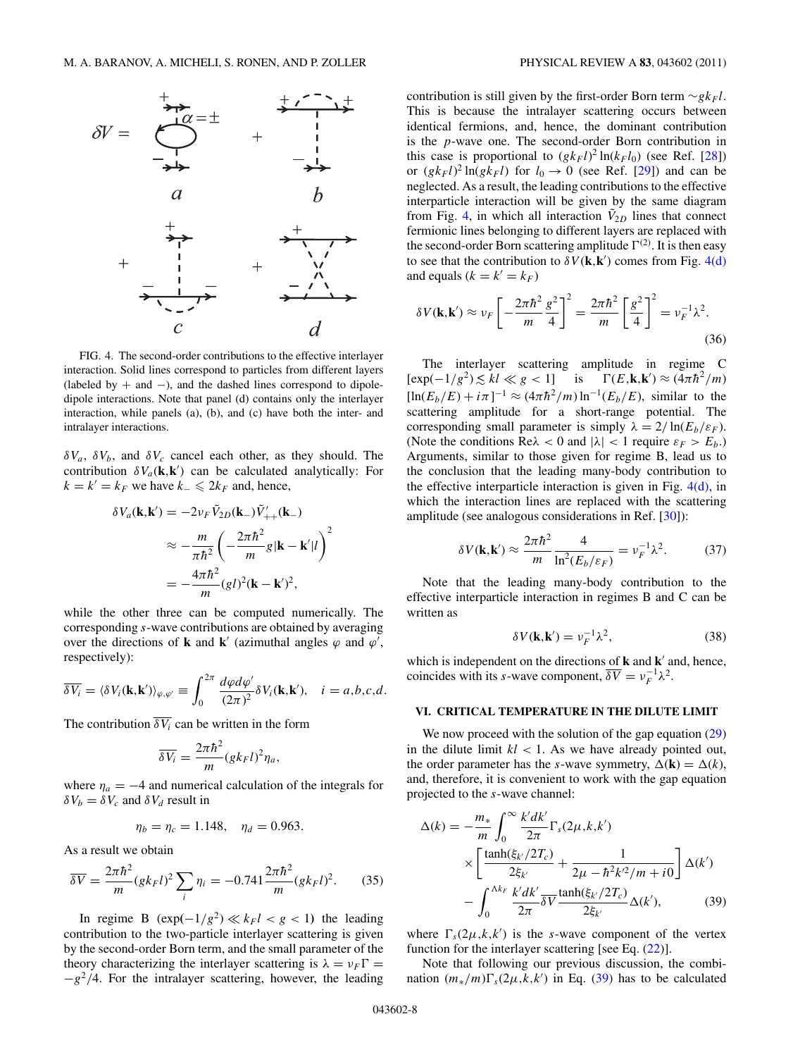FIG. 4. The second-order contributions to the effective interlayer interaction. Solid lines correspond to particles from different layers (labeled by + and −), and the dashed lines correspond to dipole-dipole interactions. Note that panel (d) contains only the interlayer interaction, while panels (a), (b), and (c) have both the inter- and intralayer interactions.

$\delta V_a$, $\delta V_b$, and $\delta V_c$ cancel each other, as they should. The contribution $\delta V_a(\mathbf{k},\mathbf{k}')$ can be calculated analytically: For $k = k' = k_F$ we have $k_- \leqslant 2k_F$ and, hence,

$$\delta V_a(\mathbf{k},\mathbf{k}') = -2\nu_F \tilde{V}_{2D}(\mathbf{k}_-)\tilde{V}'_{++}(\mathbf{k}_-)$$
$$\approx -\frac{m}{\pi\hbar^2}\left(-\frac{2\pi\hbar^2}{m}g|\mathbf{k}-\mathbf{k}'|l\right)^2$$
$$= -\frac{4\pi\hbar^2}{m}(gl)^2(\mathbf{k}-\mathbf{k}')^2,$$

while the other three can be computed numerically. The corresponding $s$-wave contributions are obtained by averaging over the directions of $\mathbf{k}$ and $\mathbf{k}'$ (azimuthal angles $\varphi$ and $\varphi'$, respectively):

$$\overline{\delta V_i} = \langle \delta V_i(\mathbf{k},\mathbf{k}')\rangle_{\varphi,\varphi'} \equiv \int_0^{2\pi}\frac{d\varphi d\varphi'}{(2\pi)^2}\delta V_i(\mathbf{k},\mathbf{k}'), \quad i = a,b,c,d.$$

The contribution $\overline{\delta V_i}$ can be written in the form

$$\overline{\delta V_i} = \frac{2\pi\hbar^2}{m}(gk_F l)^2\eta_a,$$

where $\eta_a = -4$ and numerical calculation of the integrals for $\delta V_b = \delta V_c$ and $\delta V_d$ result in

$$\eta_b = \eta_c = 1.148, \quad \eta_d = 0.963.$$

As a result we obtain

$$\overline{\delta V} = \frac{2\pi\hbar^2}{m}(gk_F l)^2\sum_i \eta_i = -0.741\frac{2\pi\hbar^2}{m}(gk_F l)^2. \tag{35}$$

In regime B $(\exp(-1/g^2) \ll k_F l < g < 1)$ the leading contribution to the two-particle interlayer scattering is given by the second-order Born term, and the small parameter of the theory characterizing the interlayer scattering is $\lambda = \nu_F\Gamma = -g^2/4$. For the intralayer scattering, however, the leading contribution is still given by the first-order Born term $\sim gk_F l$. This is because the intralayer scattering occurs between identical fermions, and, hence, the dominant contribution is the $p$-wave one. The second-order Born contribution in this case is proportional to $(gk_F l)^2\ln(k_F l_0)$ (see Ref. [28]) or $(gk_F l)^2\ln(gk_F l)$ for $l_0 \to 0$ (see Ref. [29]) and can be neglected. As a result, the leading contributions to the effective interparticle interaction will be given by the same diagram from Fig. 4, in which all interaction $\tilde{V}_{2D}$ lines that connect fermionic lines belonging to different layers are replaced with the second-order Born scattering amplitude $\Gamma^{(2)}$. It is then easy to see that the contribution to $\delta V(\mathbf{k},\mathbf{k}')$ comes from Fig. 4(d) and equals $(k = k' = k_F)$

$$\delta V(\mathbf{k},\mathbf{k}') \approx \nu_F\left[-\frac{2\pi\hbar^2}{m}\frac{g^2}{4}\right]^2 = \frac{2\pi\hbar^2}{m}\left[\frac{g^2}{4}\right]^2 = \nu_F^{-1}\lambda^2. \tag{36}$$

The interlayer scattering amplitude in regime C $[\exp(-1/g^2) \lesssim kl \ll g < 1]$ is $\Gamma(E,\mathbf{k},\mathbf{k}') \approx (4\pi\hbar^2/m)[\ln(E_b/E) + i\pi]^{-1} \approx (4\pi\hbar^2/m)\ln^{-1}(E_b/E)$, similar to the scattering amplitude for a short-range potential. The corresponding small parameter is simply $\lambda = 2/\ln(E_b/\varepsilon_F)$. (Note the conditions $\mathrm{Re}\lambda < 0$ and $|\lambda| < 1$ require $\varepsilon_F > E_b$.) Arguments, similar to those given for regime B, lead us to the conclusion that the leading many-body contribution to the effective interparticle interaction is given in Fig. 4(d), in which the interaction lines are replaced with the scattering amplitude (see analogous considerations in Ref. [30]):

$$\delta V(\mathbf{k},\mathbf{k}') \approx \frac{2\pi\hbar^2}{m}\frac{4}{\ln^2(E_b/\varepsilon_F)} = \nu_F^{-1}\lambda^2. \tag{37}$$

Note that the leading many-body contribution to the effective interparticle interaction in regimes B and C can be written as

$$\delta V(\mathbf{k},\mathbf{k}') = \nu_F^{-1}\lambda^2, \tag{38}$$

which is independent on the directions of $\mathbf{k}$ and $\mathbf{k}'$ and, hence, coincides with its $s$-wave component, $\overline{\delta V} = \nu_F^{-1}\lambda^2$.

## VI. CRITICAL TEMPERATURE IN THE DILUTE LIMIT

We now proceed with the solution of the gap equation (29) in the dilute limit $kl < 1$. As we have already pointed out, the order parameter has the $s$-wave symmetry, $\Delta(\mathbf{k}) = \Delta(k)$, and, therefore, it is convenient to work with the gap equation projected to the $s$-wave channel:

$$\Delta(k) = -\frac{m_*}{m}\int_0^\infty \frac{k'dk'}{2\pi}\Gamma_s(2\mu,k,k')$$
$$\times\left[\frac{\tanh(\xi_{k'}/2T_c)}{2\xi_{k'}} + \frac{1}{2\mu - \hbar^2k'^2/m + i0}\right]\Delta(k')$$
$$- \int_0^{\Lambda k_F}\frac{k'dk'}{2\pi}\overline{\delta V}\frac{\tanh(\xi_{k'}/2T_c)}{2\xi_{k'}}\Delta(k'), \tag{39}$$

where $\Gamma_s(2\mu,k,k')$ is the $s$-wave component of the vertex function for the interlayer scattering [see Eq. (22)].

Note that following our previous discussion, the combination $(m_*/m)\Gamma_s(2\mu,k,k')$ in Eq. (39) has to be calculated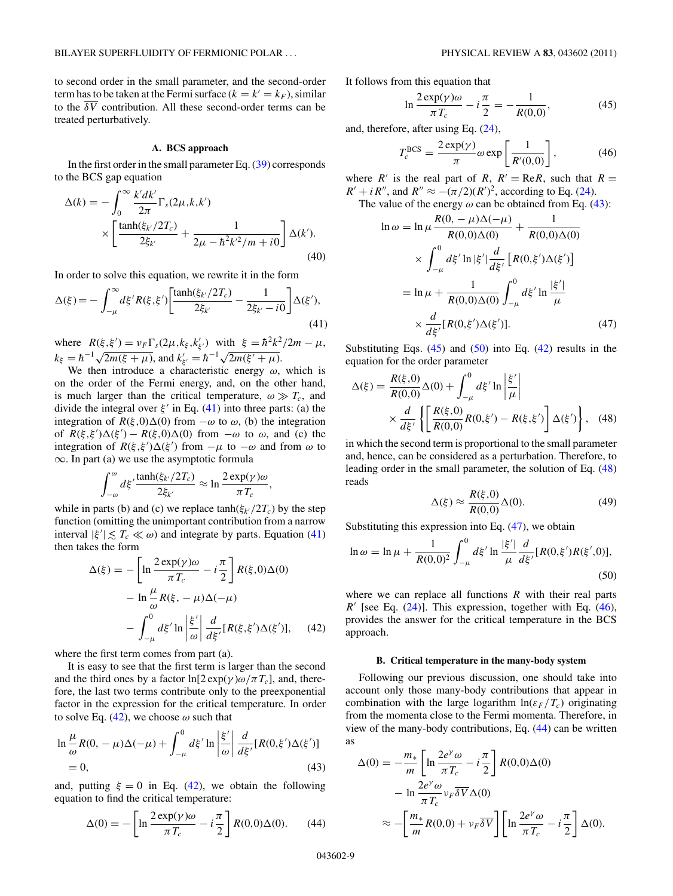to second order in the small parameter, and the second-order term has to be taken at the Fermi surface ($k = k' = k_F$), similar to the $\overline{\delta V}$ contribution. All these second-order terms can be treated perturbatively.

### A. BCS approach

In the first order in the small parameter Eq. (39) corresponds to the BCS gap equation

$$\Delta(k) = -\int_0^\infty \frac{k'dk'}{2\pi}\Gamma_s(2\mu,k,k') \times \left[\frac{\tanh(\xi_{k'}/2T_c)}{2\xi_{k'}} + \frac{1}{2\mu - \hbar^2k'^2/m + i0}\right]\Delta(k'). \tag{40}$$

In order to solve this equation, we rewrite it in the form

$$\Delta(\xi) = -\int_{-\mu}^\infty d\xi' R(\xi,\xi')\left[\frac{\tanh(\xi_{k'}/2T_c)}{2\xi_{k'}} - \frac{1}{2\xi_{k'} - i0}\right]\Delta(\xi'), \tag{41}$$

where $R(\xi,\xi') = \nu_F\Gamma_s(2\mu,k_\xi,k'_{\xi'})$ with $\xi = \hbar^2k^2/2m - \mu$, $k_\xi = \hbar^{-1}\sqrt{2m(\xi+\mu)}$, and $k'_{\xi'} = \hbar^{-1}\sqrt{2m(\xi'+\mu)}$.

We then introduce a characteristic energy $\omega$, which is on the order of the Fermi energy, and, on the other hand, is much larger than the critical temperature, $\omega \gg T_c$, and divide the integral over $\xi'$ in Eq. (41) into three parts: (a) the integration of $R(\xi,0)\Delta(0)$ from $-\omega$ to $\omega$, (b) the integration of $R(\xi,\xi')\Delta(\xi') - R(\xi,0)\Delta(0)$ from $-\omega$ to $\omega$, and (c) the integration of $R(\xi,\xi')\Delta(\xi')$ from $-\mu$ to $-\omega$ and from $\omega$ to $\infty$. In part (a) we use the asymptotic formula

$$\int_{-\omega}^{\omega} d\xi' \frac{\tanh(\xi_{k'}/2T_c)}{2\xi_{k'}} \approx \ln\frac{2\exp(\gamma)\omega}{\pi T_c},$$

while in parts (b) and (c) we replace $\tanh(\xi_{k'}/2T_c)$ by the step function (omitting the unimportant contribution from a narrow interval $|\xi'| \lesssim T_c \ll \omega$) and integrate by parts. Equation (41) then takes the form

$$\begin{aligned}\Delta(\xi) = &-\left[\ln\frac{2\exp(\gamma)\omega}{\pi T_c} - i\frac{\pi}{2}\right]R(\xi,0)\Delta(0) \\ &- \ln\frac{\mu}{\omega}R(\xi,-\mu)\Delta(-\mu) \\ &- \int_{-\mu}^0 d\xi' \ln\left|\frac{\xi'}{\omega}\right| \frac{d}{d\xi'}[R(\xi,\xi')\Delta(\xi')],\end{aligned} \tag{42}$$

where the first term comes from part (a).

It is easy to see that the first term is larger than the second and the third ones by a factor $\ln[2\exp(\gamma)\omega/\pi T_c]$, and, therefore, the last two terms contribute only to the preexponential factor in the expression for the critical temperature. In order to solve Eq. (42), we choose $\omega$ such that

$$\ln\frac{\mu}{\omega}R(0,-\mu)\Delta(-\mu) + \int_{-\mu}^0 d\xi' \ln\left|\frac{\xi'}{\omega}\right| \frac{d}{d\xi'}[R(0,\xi')\Delta(\xi')] = 0, \tag{43}$$

and, putting $\xi = 0$ in Eq. (42), we obtain the following equation to find the critical temperature:

$$\Delta(0) = -\left[\ln\frac{2\exp(\gamma)\omega}{\pi T_c} - i\frac{\pi}{2}\right]R(0,0)\Delta(0). \tag{44}$$

It follows from this equation that

$$\ln\frac{2\exp(\gamma)\omega}{\pi T_c} - i\frac{\pi}{2} = -\frac{1}{R(0,0)}, \tag{45}$$

and, therefore, after using Eq. (24),

$$T_c^{\rm BCS} = \frac{2\exp(\gamma)}{\pi}\omega\exp\left[\frac{1}{R'(0,0)}\right], \tag{46}$$

where $R'$ is the real part of $R$, $R' = {\rm Re}R$, such that $R = R' + iR''$, and $R'' \approx -(\pi/2)(R')^2$, according to Eq. (24).

The value of the energy $\omega$ can be obtained from Eq. (43):

$$\begin{aligned}\ln\omega &= \ln\mu\frac{R(0,-\mu)\Delta(-\mu)}{R(0,0)\Delta(0)} + \frac{1}{R(0,0)\Delta(0)} \times \int_{-\mu}^0 d\xi' \ln|\xi'| \frac{d}{d\xi'}[R(0,\xi')\Delta(\xi')] \\ &= \ln\mu + \frac{1}{R(0,0)\Delta(0)}\int_{-\mu}^0 d\xi' \ln\frac{|\xi'|}{\mu} \times \frac{d}{d\xi'}[R(0,\xi')\Delta(\xi')].\end{aligned} \tag{47}$$

Substituting Eqs. (45) and (50) into Eq. (42) results in the equation for the order parameter

$$\Delta(\xi) = \frac{R(\xi,0)}{R(0,0)}\Delta(0) + \int_{-\mu}^0 d\xi' \ln\left|\frac{\xi'}{\mu}\right| \times \frac{d}{d\xi'}\left\{\left[\frac{R(\xi,0)}{R(0,0)}R(0,\xi') - R(\xi,\xi')\right]\Delta(\xi')\right\}, \tag{48}$$

in which the second term is proportional to the small parameter and, hence, can be considered as a perturbation. Therefore, to leading order in the small parameter, the solution of Eq. (48) reads

$$\Delta(\xi) \approx \frac{R(\xi,0)}{R(0,0)}\Delta(0). \tag{49}$$

Substituting this expression into Eq. (47), we obtain

$$\ln\omega = \ln\mu + \frac{1}{R(0,0)^2}\int_{-\mu}^0 d\xi' \ln\frac{|\xi'|}{\mu}\frac{d}{d\xi'}[R(0,\xi')R(\xi',0)], \tag{50}$$

where we can replace all functions $R$ with their real parts $R'$ [see Eq. (24)]. This expression, together with Eq. (46), provides the answer for the critical temperature in the BCS approach.

### B. Critical temperature in the many-body system

Following our previous discussion, one should take into account only those many-body contributions that appear in combination with the large logarithm $\ln(\varepsilon_F/T_c)$ originating from the momenta close to the Fermi momenta. Therefore, in view of the many-body contributions, Eq. (44) can be written as

$$\begin{aligned}\Delta(0) = &-\frac{m_*}{m}\left[\ln\frac{2e^\gamma\omega}{\pi T_c} - i\frac{\pi}{2}\right]R(0,0)\Delta(0) \\ &- \ln\frac{2e^\gamma\omega}{\pi T_c}\nu_F\overline{\delta V}\Delta(0) \\ \approx &-\left[\frac{m_*}{m}R(0,0) + \nu_F\overline{\delta V}\right]\left[\ln\frac{2e^\gamma\omega}{\pi T_c} - i\frac{\pi}{2}\right]\Delta(0).\end{aligned}$$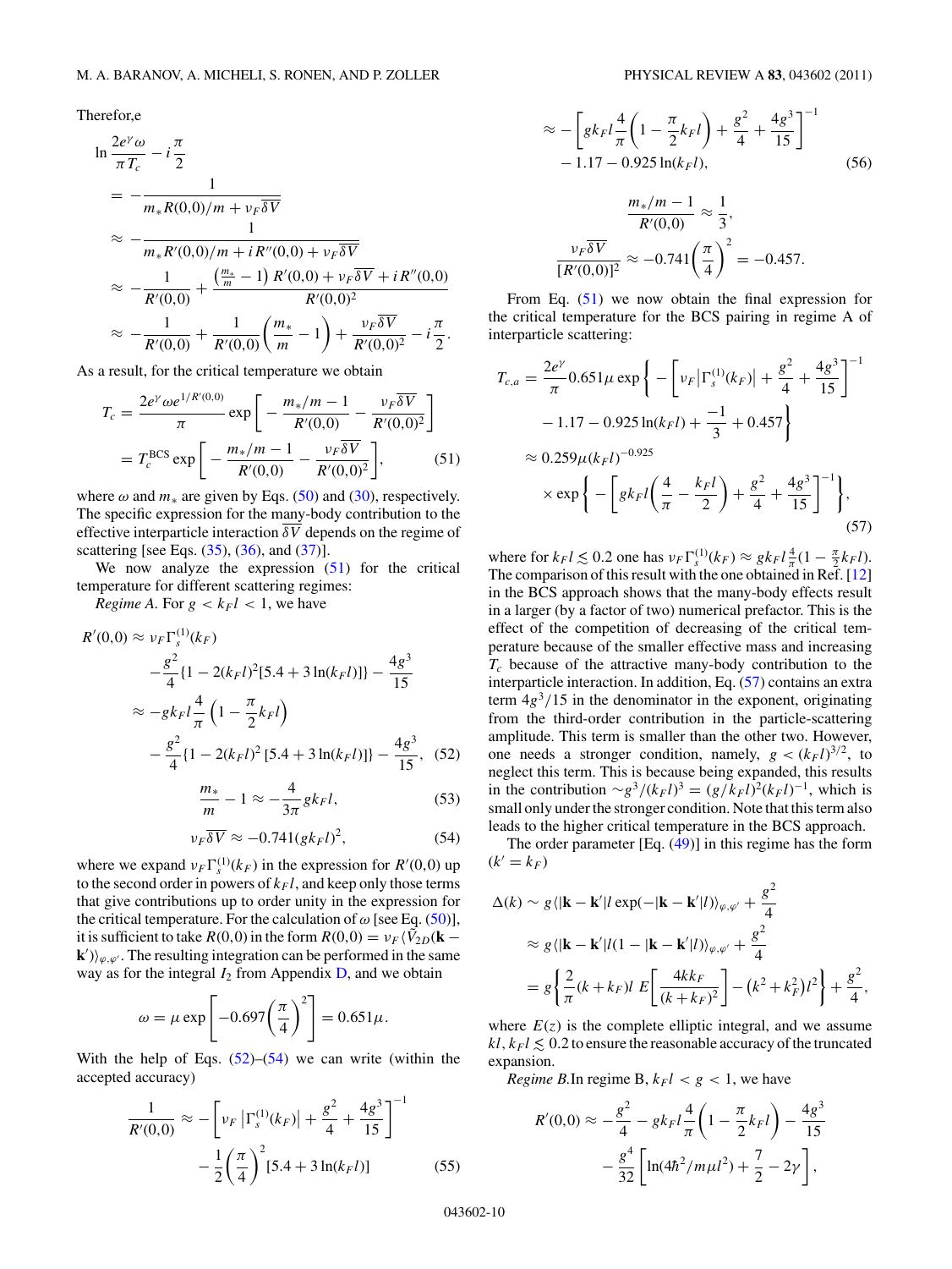Therefor,e

$$
\begin{aligned}
\ln \frac{2e^{\gamma}\omega}{\pi T_c} - i\frac{\pi}{2}
&= -\frac{1}{m_* R(0,0)/m + v_F\overline{\delta V}} \\
&\approx -\frac{1}{m_* R'(0,0)/m + iR''(0,0) + v_F\overline{\delta V}} \\
&\approx -\frac{1}{R'(0,0)} + \frac{\left(\frac{m_*}{m}-1\right)R'(0,0) + v_F\overline{\delta V} + iR''(0,0)}{R'(0,0)^2} \\
&\approx -\frac{1}{R'(0,0)} + \frac{1}{R'(0,0)}\left(\frac{m_*}{m}-1\right) + \frac{v_F\overline{\delta V}}{R'(0,0)^2} - i\frac{\pi}{2}.
\end{aligned}
$$

As a result, for the critical temperature we obtain

$$
\begin{aligned}
T_c &= \frac{2e^{\gamma}\omega e^{1/R'(0,0)}}{\pi}\exp\left[-\frac{m_*/m-1}{R'(0,0)} - \frac{v_F\overline{\delta V}}{R'(0,0)^2}\right] \\
&= T_c^{\rm BCS}\exp\left[-\frac{m_*/m-1}{R'(0,0)} - \frac{v_F\overline{\delta V}}{R'(0,0)^2}\right], \qquad (51)
\end{aligned}
$$

where $\omega$ and $m_*$ are given by Eqs. (50) and (30), respectively. The specific expression for the many-body contribution to the effective interparticle interaction $\overline{\delta V}$ depends on the regime of scattering [see Eqs. (35), (36), and (37)].

We now analyze the expression (51) for the critical temperature for different scattering regimes:

*Regime A.* For $g < k_F l < 1$, we have

$$
\begin{aligned}
R'(0,0) &\approx v_F\Gamma_s^{(1)}(k_F) - \frac{g^2}{4}\{1 - 2(k_F l)^2[5.4 + 3\ln(k_F l)]\} - \frac{4g^3}{15} \\
&\approx -g k_F l\frac{4}{\pi}\left(1 - \frac{\pi}{2}k_F l\right) - \frac{g^2}{4}\{1 - 2(k_F l)^2\,[5.4 + 3\ln(k_F l)]\} - \frac{4g^3}{15}, \qquad (52)
\end{aligned}
$$

$$
\frac{m_*}{m} - 1 \approx -\frac{4}{3\pi}g k_F l, \qquad (53)
$$

$$
v_F\overline{\delta V} \approx -0.741(g k_F l)^2, \qquad (54)
$$

where we expand $v_F\Gamma_s^{(1)}(k_F)$ in the expression for $R'(0,0)$ up to the second order in powers of $k_F l$, and keep only those terms that give contributions up to order unity in the expression for the critical temperature. For the calculation of $\omega$ [see Eq. (50)], it is sufficient to take $R(0,0)$ in the form $R(0,0) = v_F\langle \tilde{V}_{2D}(\mathbf{k} - \mathbf{k}')\rangle_{\varphi,\varphi'}$. The resulting integration can be performed in the same way as for the integral $I_2$ from Appendix D, and we obtain

$$
\omega = \mu\exp\left[-0.697\left(\frac{\pi}{4}\right)^2\right] = 0.651\mu.
$$

With the help of Eqs. (52)–(54) we can write (within the accepted accuracy)

$$
\begin{aligned}
\frac{1}{R'(0,0)} &\approx -\left[v_F\left|\Gamma_s^{(1)}(k_F)\right| + \frac{g^2}{4} + \frac{4g^3}{15}\right]^{-1} - \frac{1}{2}\left(\frac{\pi}{4}\right)^2[5.4 + 3\ln(k_F l)] \qquad (55) \\
&\approx -\left[g k_F l\frac{4}{\pi}\left(1 - \frac{\pi}{2}k_F l\right) + \frac{g^2}{4} + \frac{4g^3}{15}\right]^{-1} - 1.17 - 0.925\ln(k_F l), \qquad (56)
\end{aligned}
$$

$$
\frac{m_*/m - 1}{R'(0,0)} \approx \frac{1}{3},
$$

$$
\frac{v_F\overline{\delta V}}{[R'(0,0)]^2} \approx -0.741\left(\frac{\pi}{4}\right)^2 = -0.457.
$$

From Eq. (51) we now obtain the final expression for the critical temperature for the BCS pairing in regime A of interparticle scattering:

$$
\begin{aligned}
T_{c,a} &= \frac{2e^{\gamma}}{\pi}0.651\mu\exp\left\{-\left[v_F\left|\Gamma_s^{(1)}(k_F)\right| + \frac{g^2}{4} + \frac{4g^3}{15}\right]^{-1} - 1.17 - 0.925\ln(k_F l) + \frac{-1}{3} + 0.457\right\} \\
&\approx 0.259\mu(k_F l)^{-0.925} \times \exp\left\{-\left[g k_F l\left(\frac{4}{\pi} - \frac{k_F l}{2}\right) + \frac{g^2}{4} + \frac{4g^3}{15}\right]^{-1}\right\}, \qquad (57)
\end{aligned}
$$

where for $k_F l \lesssim 0.2$ one has $v_F\Gamma_s^{(1)}(k_F) \approx g k_F l\frac{4}{\pi}(1 - \frac{\pi}{2}k_F l)$. The comparison of this result with the one obtained in Ref. [12] in the BCS approach shows that the many-body effects result in a larger (by a factor of two) numerical prefactor. This is the effect of the competition of decreasing of the critical temperature because of the smaller effective mass and increasing $T_c$ because of the attractive many-body contribution to the interparticle interaction. In addition, Eq. (57) contains an extra term $4g^3/15$ in the denominator in the exponent, originating from the third-order contribution in the particle-scattering amplitude. This term is smaller than the other two. However, one needs a stronger condition, namely, $g < (k_F l)^{3/2}$, to neglect this term. This is because being expanded, this results in the contribution $\sim g^3/(k_F l)^3 = (g/k_F l)^2(k_F l)^{-1}$, which is small only under the stronger condition. Note that this term also leads to the higher critical temperature in the BCS approach.

The order parameter [Eq. (49)] in this regime has the form ($k' = k_F$)

$$
\begin{aligned}
\Delta(k) &\sim g\langle|\mathbf{k} - \mathbf{k}'|l\exp(-|\mathbf{k} - \mathbf{k}'|l)\rangle_{\varphi,\varphi'} + \frac{g^2}{4} \\
&\approx g\langle|\mathbf{k} - \mathbf{k}'|l(1 - |\mathbf{k} - \mathbf{k}'|l)\rangle_{\varphi,\varphi'} + \frac{g^2}{4} \\
&= g\left\{\frac{2}{\pi}(k + k_F)l\,E\left[\frac{4kk_F}{(k + k_F)^2}\right] - \left(k^2 + k_F^2\right)l^2\right\} + \frac{g^2}{4},
\end{aligned}
$$

where $E(z)$ is the complete elliptic integral, and we assume $kl, k_F l \lesssim 0.2$ to ensure the reasonable accuracy of the truncated expansion.

*Regime B.* In regime B, $k_F l < g < 1$, we have

$$
R'(0,0) \approx -\frac{g^2}{4} - g k_F l\frac{4}{\pi}\left(1 - \frac{\pi}{2}k_F l\right) - \frac{4g^3}{15} - \frac{g^4}{32}\left[\ln(4\hbar^2/m\mu l^2) + \frac{7}{2} - 2\gamma\right],
$$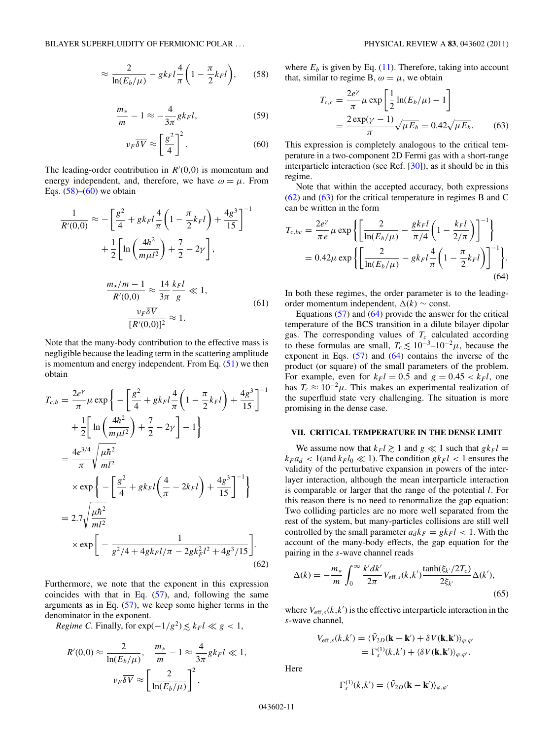$$\approx \frac{2}{\ln(E_b/\mu)} - gk_F l \frac{4}{\pi}\left(1 - \frac{\pi}{2}k_F l\right), \tag{58}$$

$$\frac{m_*}{m} - 1 \approx -\frac{4}{3\pi} g k_F l, \tag{59}$$

$$\nu_F \overline{\delta V} \approx \left[\frac{g^2}{4}\right]^2. \tag{60}$$

The leading-order contribution in $R'(0,0)$ is momentum and energy independent, and, therefore, we have $\omega = \mu$. From Eqs. (58)–(60) we obtain

$$\frac{1}{R'(0,0)} \approx -\left[\frac{g^2}{4} + gk_F l \frac{4}{\pi}\left(1 - \frac{\pi}{2}k_F l\right) + \frac{4g^3}{15}\right]^{-1} + \frac{1}{2}\left[\ln\left(\frac{4\hbar^2}{m\mu l^2}\right) + \frac{7}{2} - 2\gamma\right],$$

$$\frac{m_\star/m - 1}{R'(0,0)} \approx \frac{14}{3\pi}\frac{k_F l}{g} \ll 1, \qquad \frac{\nu_F \overline{\delta V}}{[R'(0,0)]^2} \approx 1. \tag{61}$$

Note that the many-body contribution to the effective mass is negligible because the leading term in the scattering amplitude is momentum and energy independent. From Eq. (51) we then obtain

$$\begin{aligned}
T_{c,b} &= \frac{2e^\gamma}{\pi}\mu \exp\left\{-\left[\frac{g^2}{4} + gk_F l\frac{4}{\pi}\left(1 - \frac{\pi}{2}k_F l\right) + \frac{4g^3}{15}\right]^{-1} + \frac{1}{2}\left[\ln\left(\frac{4\hbar^2}{m\mu l^2}\right) + \frac{7}{2} - 2\gamma\right] - 1\right\} \\
&= \frac{4e^{3/4}}{\pi}\sqrt{\frac{\mu\hbar^2}{ml^2}} \times \exp\left\{-\left[\frac{g^2}{4} + gk_F l\left(\frac{4}{\pi} - 2k_F l\right) + \frac{4g^3}{15}\right]^{-1}\right\} \\
&= 2.7\sqrt{\frac{\mu\hbar^2}{ml^2}} \times \exp\left[-\frac{1}{g^2/4 + 4gk_F l/\pi - 2gk_F^2 l^2 + 4g^3/15}\right].
\end{aligned} \tag{62}$$

Furthermore, we note that the exponent in this expression coincides with that in Eq. (57), and, following the same arguments as in Eq. (57), we keep some higher terms in the denominator in the exponent.

*Regime C.* Finally, for $\exp(-1/g^2) \lesssim k_F l \ll g < 1$,

$$R'(0,0) \approx \frac{2}{\ln(E_b/\mu)}, \quad \frac{m_*}{m} - 1 \approx \frac{4}{3\pi} g k_F l \ll 1,$$
$$\nu_F \overline{\delta V} \approx \left[\frac{2}{\ln(E_b/\mu)}\right]^2,$$

where $E_b$ is given by Eq. (11). Therefore, taking into account that, similar to regime B, $\omega = \mu$, we obtain

$$T_{c,c} = \frac{2e^\gamma}{\pi}\mu \exp\left[\frac{1}{2}\ln(E_b/\mu) - 1\right] = \frac{2\exp(\gamma - 1)}{\pi}\sqrt{\mu E_b} = 0.42\sqrt{\mu E_b}. \tag{63}$$

This expression is completely analogous to the critical temperature in a two-component 2D Fermi gas with a short-range interparticle interaction (see Ref. [30]), as it should be in this regime.

Note that within the accepted accuracy, both expressions (62) and (63) for the critical temperature in regimes B and C can be written in the form

$$\begin{aligned}
T_{c,bc} &= \frac{2e^\gamma}{\pi e}\mu \exp\left\{\left[\frac{2}{\ln(E_b/\mu)} - \frac{gk_F l}{\pi/4}\left(1 - \frac{k_F l}{2/\pi}\right)\right]^{-1}\right\} \\
&= 0.42\mu \exp\left\{\left[\frac{2}{\ln(E_b/\mu)} - gk_F l\frac{4}{\pi}\left(1 - \frac{\pi}{2}k_F l\right)\right]^{-1}\right\}.
\end{aligned} \tag{64}$$

In both these regimes, the order parameter is to the leading-order momentum independent, $\Delta(k) \sim$ const.

Equations (57) and (64) provide the answer for the critical temperature of the BCS transition in a dilute bilayer dipolar gas. The corresponding values of $T_c$ calculated according to these formulas are small, $T_c \lesssim 10^{-3}$–$10^{-2}\mu$, because the exponent in Eqs. (57) and (64) contains the inverse of the product (or square) of the small parameters of the problem. For example, even for $k_F l = 0.5$ and $g = 0.45 < k_F l$, one has $T_c \approx 10^{-2}\mu$. This makes an experimental realization of the superfluid state very challenging. The situation is more promising in the dense case.

## VII. CRITICAL TEMPERATURE IN THE DENSE LIMIT

We assume now that $k_F l \gtrsim 1$ and $g \ll 1$ such that $gk_F l = k_F a_d < 1$(and $k_F l_0 \ll 1$). The condition $gk_F l < 1$ ensures the validity of the perturbative expansion in powers of the interlayer interaction, although the mean interparticle interaction is comparable or larger that the range of the potential $l$. For this reason there is no need to renormalize the gap equation: Two colliding particles are no more well separated from the rest of the system, but many-particles collisions are still well controlled by the small parameter $a_d k_F = gk_F l < 1$. With the account of the many-body effects, the gap equation for the pairing in the $s$-wave channel reads

$$\Delta(k) = -\frac{m_*}{m}\int_0^\infty \frac{k' dk'}{2\pi} V_{\text{eff},s}(k,k') \frac{\tanh(\xi_{k'}/2T_c)}{2\xi_{k'}}\Delta(k'), \tag{65}$$

where $V_{\text{eff},s}(k,k')$ is the effective interparticle interaction in the $s$-wave channel,

$$V_{\text{eff},s}(k,k') = \langle \tilde{V}_{2D}(\mathbf{k} - \mathbf{k}') + \delta V(\mathbf{k},\mathbf{k}')\rangle_{\varphi,\varphi'} = \Gamma_s^{(1)}(k,k') + \langle \delta V(\mathbf{k},\mathbf{k}')\rangle_{\varphi,\varphi'}.$$

Here

$$\Gamma_s^{(1)}(k,k') = \langle \tilde{V}_{2D}(\mathbf{k} - \mathbf{k}')\rangle_{\varphi,\varphi'}$$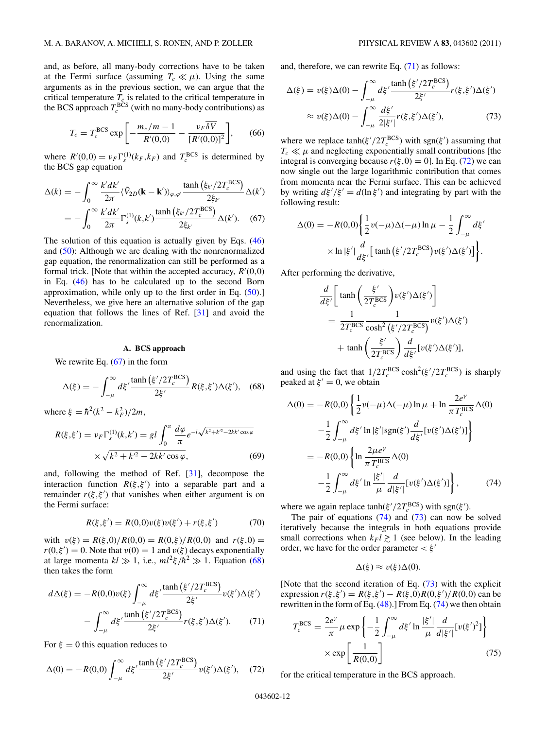and, as before, all many-body corrections have to be taken at the Fermi surface (assuming $T_c \ll \mu$). Using the same arguments as in the previous section, we can argue that the critical temperature $T_c$ is related to the critical temperature in the BCS approach $T_c^{\rm BCS}$ (with no many-body contributions) as

$$T_c = T_c^{\rm BCS} \exp\left[-\frac{m_*/m - 1}{R'(0,0)} - \frac{\nu_F \overline{\delta V}}{[R'(0,0)]^2}\right], \qquad (66)$$

where $R'(0,0) = \nu_F \Gamma_s^{(1)}(k_F, k_F)$ and $T_c^{\rm BCS}$ is determined by the BCS gap equation

$$\begin{aligned}\Delta(k) &= -\int_0^\infty \frac{k'dk'}{2\pi} \langle \tilde{V}_{2D}(\mathbf{k}-\mathbf{k}')\rangle_{\varphi,\varphi'} \frac{\tanh\left(\xi_{k'}/2T_c^{\rm BCS}\right)}{2\xi_{k'}}\Delta(k') \\ &= -\int_0^\infty \frac{k'dk'}{2\pi} \Gamma_s^{(1)}(k,k') \frac{\tanh\left(\xi_{k'}/2T_c^{\rm BCS}\right)}{2\xi_{k'}}\Delta(k'). \qquad (67)\end{aligned}$$

The solution of this equation is actually given by Eqs. (46) and (50): Although we are dealing with the nonrenormalized gap equation, the renormalization can still be performed as a formal trick. [Note that within the accepted accuracy, $R'(0,0)$ in Eq. (46) has to be calculated up to the second Born approximation, while only up to the first order in Eq. (50).] Nevertheless, we give here an alternative solution of the gap equation that follows the lines of Ref. [31] and avoid the renormalization.

### A. BCS approach

We rewrite Eq. (67) in the form

$$\Delta(\xi) = -\int_{-\mu}^\infty d\xi' \frac{\tanh\left(\xi'/2T_c^{\rm BCS}\right)}{2\xi'} R(\xi,\xi')\Delta(\xi'), \qquad (68)$$

where $\xi = \hbar^2(k^2 - k_F^2)/2m$,

$$\begin{aligned}R(\xi,\xi') = \nu_F \Gamma_s^{(1)}(k,k') &= gl \int_0^\pi \frac{d\varphi}{\pi} e^{-l\sqrt{k^2+k'^2-2kk'\cos\varphi}} \\ &\quad \times \sqrt{k^2+k'^2-2kk'\cos\varphi}, \qquad (69)\end{aligned}$$

and, following the method of Ref. [31], decompose the interaction function $R(\xi,\xi')$ into a separable part and a remainder $r(\xi,\xi')$ that vanishes when either argument is on the Fermi surface:

$$R(\xi,\xi') = R(0,0)v(\xi)v(\xi') + r(\xi,\xi') \qquad (70)$$

with $v(\xi) = R(\xi,0)/R(0,0) = R(0,\xi)/R(0,0)$ and $r(\xi,0) = r(0,\xi') = 0$. Note that $v(0) = 1$ and $v(\xi)$ decays exponentially at large momenta $kl \gg 1$, i.e., $ml^2\xi/\hbar^2 \gg 1$. Equation (68) then takes the form

$$\begin{aligned}d\Delta(\xi) = &-R(0,0)v(\xi)\int_{-\mu}^\infty d\xi' \frac{\tanh\left(\xi'/2T_c^{\rm BCS}\right)}{2\xi'} v(\xi')\Delta(\xi') \\ &- \int_{-\mu}^\infty d\xi' \frac{\tanh\left(\xi'/2T_c^{\rm BCS}\right)}{2\xi'} r(\xi,\xi')\Delta(\xi'). \qquad (71)\end{aligned}$$

For $\xi = 0$ this equation reduces to

$$\Delta(0) = -R(0,0)\int_{-\mu}^\infty d\xi' \frac{\tanh\left(\xi'/2T_c^{\rm BCS}\right)}{2\xi'} v(\xi')\Delta(\xi'), \qquad (72)$$

and, therefore, we can rewrite Eq. (71) as follows:

$$\begin{aligned}\Delta(\xi) &= v(\xi)\Delta(0) - \int_{-\mu}^\infty d\xi' \frac{\tanh\left(\xi'/2T_c^{\rm BCS}\right)}{2\xi'} r(\xi,\xi')\Delta(\xi') \\ &\approx v(\xi)\Delta(0) - \int_{-\mu}^\infty \frac{d\xi'}{2|\xi'|} r(\xi,\xi')\Delta(\xi'), \qquad (73)\end{aligned}$$

where we replace $\tanh(\xi'/2T_c^{\rm BCS})$ with $\mathrm{sgn}(\xi')$ assuming that $T_c \ll \mu$ and neglecting exponentially small contributions [the integral is converging because $r(\xi,0) = 0$]. In Eq. (72) we can now single out the large logarithmic contribution that comes from momenta near the Fermi surface. This can be achieved by writing $d\xi'/\xi' = d(\ln \xi')$ and integrating by part with the following result:

$$\begin{aligned}\Delta(0) = -R(0,0)\bigg\{&\frac{1}{2}v(-\mu)\Delta(-\mu)\ln\mu - \frac{1}{2}\int_{-\mu}^\infty d\xi' \\ &\times \ln|\xi'| \frac{d}{d\xi'}\left[\tanh\left(\xi'/2T_c^{\rm BCS}\right)v(\xi')\Delta(\xi')\right]\bigg\}.\end{aligned}$$

After performing the derivative,

$$\begin{aligned}&\frac{d}{d\xi'}\left[\tanh\left(\frac{\xi'}{2T_c^{\rm BCS}}\right)v(\xi')\Delta(\xi')\right] \\ &= \frac{1}{2T_c^{\rm BCS}} \frac{1}{\cosh^2\left(\xi'/2T_c^{\rm BCS}\right)} v(\xi')\Delta(\xi') \\ &\quad + \tanh\left(\frac{\xi'}{2T_c^{\rm BCS}}\right)\frac{d}{d\xi'}[v(\xi')\Delta(\xi')],\end{aligned}$$

and using the fact that $1/2T_c^{\rm BCS}\cosh^2(\xi'/2T_c^{\rm BCS})$ is sharply peaked at $\xi' = 0$, we obtain

$$\begin{aligned}\Delta(0) &= -R(0,0)\bigg\{\frac{1}{2}v(-\mu)\Delta(-\mu)\ln\mu + \ln\frac{2e^\gamma}{\pi T_c^{\rm BCS}}\Delta(0) \\ &\quad - \frac{1}{2}\int_{-\mu}^\infty d\xi' \ln|\xi'| \mathrm{sgn}(\xi')\frac{d}{d\xi'}[v(\xi')\Delta(\xi')]\bigg\} \\ &= -R(0,0)\bigg\{\ln\frac{2\mu e^\gamma}{\pi T_c^{\rm BCS}}\Delta(0) \\ &\quad - \frac{1}{2}\int_{-\mu}^\infty d\xi' \ln\frac{|\xi'|}{\mu}\frac{d}{d|\xi'|}[v(\xi')\Delta(\xi')]\bigg\}, \qquad (74)\end{aligned}$$

where we again replace $\tanh(\xi'/2T_c^{\rm BCS})$ with $\mathrm{sgn}(\xi')$.

The pair of equations (74) and (73) can now be solved iteratively because the integrals in both equations provide small corrections when $k_F l \gtrsim 1$ (see below). In the leading order, we have for the order parameter $< \xi'$

$$\Delta(\xi) \approx v(\xi)\Delta(0).$$

[Note that the second iteration of Eq. (73) with the explicit expression $r(\xi,\xi') = R(\xi,\xi') - R(\xi,0)R(0,\xi')/R(0,0)$ can be rewritten in the form of Eq. (48).] From Eq. (74) we then obtain

$$\begin{aligned}T_c^{\rm BCS} = \frac{2e^\gamma}{\pi}\mu \exp&\left\{-\frac{1}{2}\int_{-\mu}^\infty d\xi' \ln\frac{|\xi'|}{\mu}\frac{d}{d|\xi'|}[v(\xi')^2]\right\} \\ &\times \exp\left[\frac{1}{R(0,0)}\right] \qquad (75)\end{aligned}$$

for the critical temperature in the BCS approach.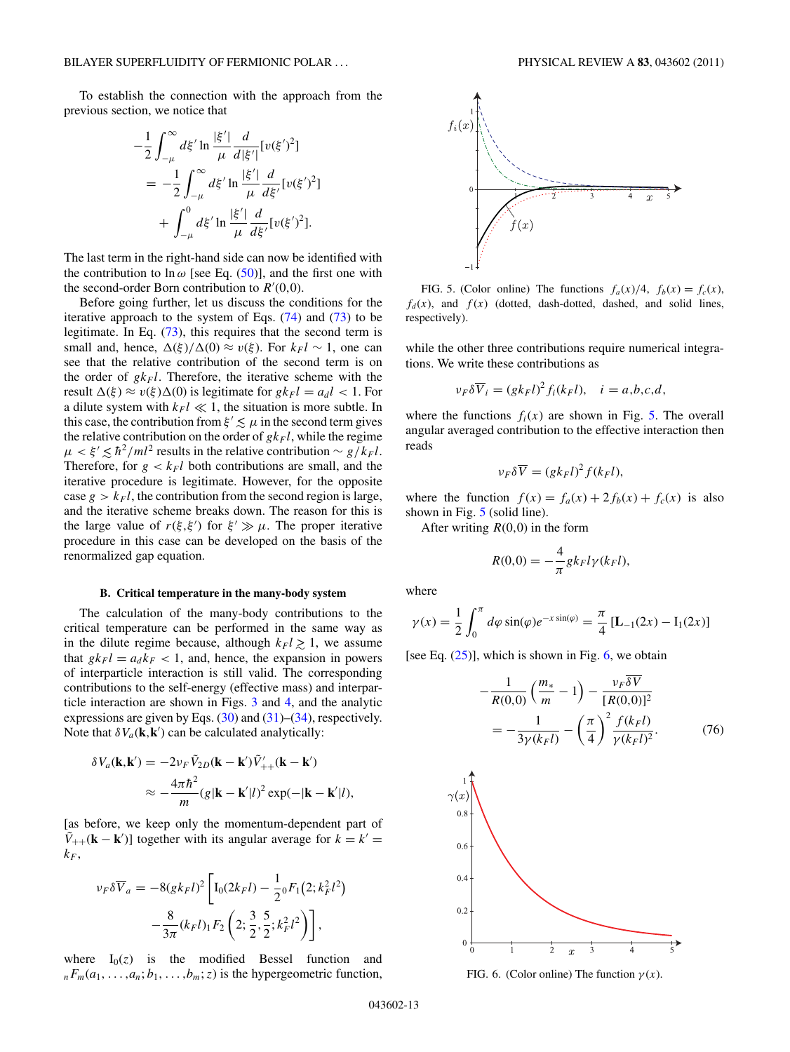To establish the connection with the approach from the previous section, we notice that

$$
\begin{aligned}
&-\frac{1}{2}\int_{-\mu}^{\infty} d\xi' \ln\frac{|\xi'|}{\mu}\frac{d}{d|\xi'|}[v(\xi')^2] \\
&= -\frac{1}{2}\int_{-\mu}^{\infty} d\xi' \ln\frac{|\xi'|}{\mu}\frac{d}{d\xi'}[v(\xi')^2] \\
&\quad + \int_{-\mu}^{0} d\xi' \ln\frac{|\xi'|}{\mu}\frac{d}{d\xi'}[v(\xi')^2].
\end{aligned}
$$

The last term in the right-hand side can now be identified with the contribution to $\ln\omega$ [see Eq. (50)], and the first one with the second-order Born contribution to $R'(0,0)$.

Before going further, let us discuss the conditions for the iterative approach to the system of Eqs. (74) and (73) to be legitimate. In Eq. (73), this requires that the second term is small and, hence, $\Delta(\xi)/\Delta(0) \approx v(\xi)$. For $k_F l \sim 1$, one can see that the relative contribution of the second term is on the order of $gk_F l$. Therefore, the iterative scheme with the result $\Delta(\xi) \approx v(\xi)\Delta(0)$ is legitimate for $gk_F l = a_d l < 1$. For a dilute system with $k_F l \ll 1$, the situation is more subtle. In this case, the contribution from $\xi' \lesssim \mu$ in the second term gives the relative contribution on the order of $gk_F l$, while the regime $\mu < \xi' \lesssim \hbar^2/ml^2$ results in the relative contribution $\sim g/k_F l$. Therefore, for $g < k_F l$ both contributions are small, and the iterative procedure is legitimate. However, for the opposite case $g > k_F l$, the contribution from the second region is large, and the iterative scheme breaks down. The reason for this is the large value of $r(\xi,\xi')$ for $\xi' \gg \mu$. The proper iterative procedure in this case can be developed on the basis of the renormalized gap equation.

### B. Critical temperature in the many-body system

The calculation of the many-body contributions to the critical temperature can be performed in the same way as in the dilute regime because, although $k_F l \gtrsim 1$, we assume that $gk_F l = a_d k_F < 1$, and, hence, the expansion in powers of interparticle interaction is still valid. The corresponding contributions to the self-energy (effective mass) and interparticle interaction are shown in Figs. 3 and 4, and the analytic expressions are given by Eqs. (30) and (31)–(34), respectively. Note that $\delta V_a(\mathbf{k},\mathbf{k}')$ can be calculated analytically:

$$
\begin{aligned}
\delta V_a(\mathbf{k},\mathbf{k}') &= -2\nu_F \tilde{V}_{2D}(\mathbf{k}-\mathbf{k}')\tilde{V}'_{++}(\mathbf{k}-\mathbf{k}') \\
&\approx -\frac{4\pi\hbar^2}{m}(g|\mathbf{k}-\mathbf{k}'|l)^2\exp(-|\mathbf{k}-\mathbf{k}'|l),
\end{aligned}
$$

[as before, we keep only the momentum-dependent part of $\tilde{V}_{++}(\mathbf{k}-\mathbf{k}')$] together with its angular average for $k = k' = k_F$,

$$
\begin{aligned}
\nu_F\delta\overline{V}_a = -8(gk_F l)^2\bigg[&\mathrm{I}_0(2k_F l) - \frac{1}{2}{}_0F_1\big(2;k_F^2 l^2\big) \\
&-\frac{8}{3\pi}(k_F l)\,{}_1F_2\left(2;\frac{3}{2},\frac{5}{2};k_F^2 l^2\right)\bigg],
\end{aligned}
$$

where $\mathrm{I}_0(z)$ is the modified Bessel function and ${}_nF_m(a_1,\ldots,a_n;b_1,\ldots,b_m;z)$ is the hypergeometric function, while the other three contributions require numerical integrations. We write these contributions as

$$
\nu_F\delta\overline{V}_i = (gk_F l)^2 f_i(k_F l), \quad i = a,b,c,d,
$$

FIG. 5. (Color online) The functions $f_a(x)/4$, $f_b(x) = f_c(x)$, $f_d(x)$, and $f(x)$ (dotted, dash-dotted, dashed, and solid lines, respectively).

where the functions $f_i(x)$ are shown in Fig. 5. The overall angular averaged contribution to the effective interaction then reads

$$
\nu_F\delta\overline{V} = (gk_F l)^2 f(k_F l),
$$

where the function $f(x) = f_a(x) + 2f_b(x) + f_c(x)$ is also shown in Fig. 5 (solid line).

After writing $R(0,0)$ in the form

$$
R(0,0) = -\frac{4}{\pi}gk_F l\gamma(k_F l),
$$

where

$$
\gamma(x) = \frac{1}{2}\int_0^{\pi} d\varphi \sin(\varphi)e^{-x\sin(\varphi)} = \frac{\pi}{4}\left[\mathbf{L}_{-1}(2x) - \mathrm{I}_1(2x)\right]
$$

[see Eq. (25)], which is shown in Fig. 6, we obtain

$$
\begin{aligned}
&-\frac{1}{R(0,0)}\left(\frac{m_*}{m}-1\right) - \frac{\nu_F\delta\overline{V}}{[R(0,0)]^2} \\
&= -\frac{1}{3\gamma(k_F l)} - \left(\frac{\pi}{4}\right)^2\frac{f(k_F l)}{\gamma(k_F l)^2}.
\end{aligned} \tag{76}
$$

FIG. 6. (Color online) The function $\gamma(x)$.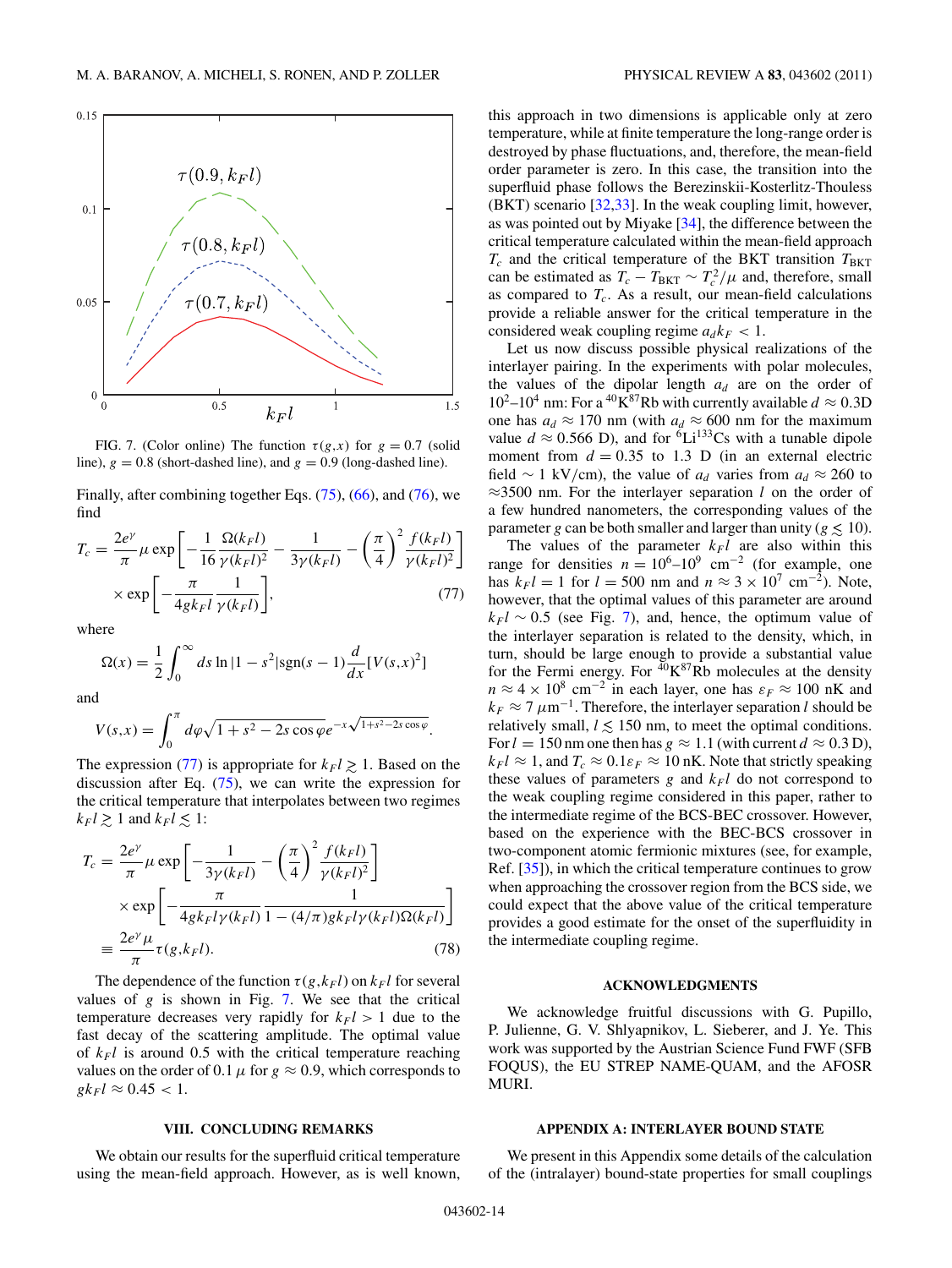FIG. 7. (Color online) The function $\tau(g,x)$ for $g = 0.7$ (solid line), $g = 0.8$ (short-dashed line), and $g = 0.9$ (long-dashed line).

Finally, after combining together Eqs. (75), (66), and (76), we find

$$T_c = \frac{2e^\gamma}{\pi}\mu \exp\left[-\frac{1}{16}\frac{\Omega(k_F l)}{\gamma(k_F l)^2} - \frac{1}{3\gamma(k_F l)} - \left(\frac{\pi}{4}\right)^2 \frac{f(k_F l)}{\gamma(k_F l)^2}\right] \times \exp\left[-\frac{\pi}{4 g k_F l}\frac{1}{\gamma(k_F l)}\right], \tag{77}$$

where

$$\Omega(x) = \frac{1}{2}\int_0^\infty ds \ln|1 - s^2| \text{sgn}(s-1)\frac{d}{dx}[V(s,x)^2]$$

and

$$V(s,x) = \int_0^\pi d\varphi \sqrt{1 + s^2 - 2s\cos\varphi}\, e^{-x\sqrt{1+s^2-2s\cos\varphi}}.$$

The expression (77) is appropriate for $k_F l \gtrsim 1$. Based on the discussion after Eq. (75), we can write the expression for the critical temperature that interpolates between two regimes $k_F l \gtrsim 1$ and $k_F l \lesssim 1$:

$$T_c = \frac{2e^\gamma}{\pi}\mu \exp\left[-\frac{1}{3\gamma(k_F l)} - \left(\frac{\pi}{4}\right)^2 \frac{f(k_F l)}{\gamma(k_F l)^2}\right] \times \exp\left[-\frac{\pi}{4 g k_F l \gamma(k_F l)}\frac{1}{1 - (4/\pi) g k_F l \gamma(k_F l)\Omega(k_F l)}\right] \equiv \frac{2e^\gamma \mu}{\pi}\tau(g, k_F l). \tag{78}$$

The dependence of the function $\tau(g, k_F l)$ on $k_F l$ for several values of $g$ is shown in Fig. 7. We see that the critical temperature decreases very rapidly for $k_F l > 1$ due to the fast decay of the scattering amplitude. The optimal value of $k_F l$ is around 0.5 with the critical temperature reaching values on the order of $0.1\,\mu$ for $g \approx 0.9$, which corresponds to $g k_F l \approx 0.45 < 1$.

## VIII. CONCLUDING REMARKS

We obtain our results for the superfluid critical temperature using the mean-field approach. However, as is well known, this approach in two dimensions is applicable only at zero temperature, while at finite temperature the long-range order is destroyed by phase fluctuations, and, therefore, the mean-field order parameter is zero. In this case, the transition into the superfluid phase follows the Berezinskii-Kosterlitz-Thouless (BKT) scenario [32,33]. In the weak coupling limit, however, as was pointed out by Miyake [34], the difference between the critical temperature calculated within the mean-field approach $T_c$ and the critical temperature of the BKT transition $T_{\text{BKT}}$ can be estimated as $T_c - T_{\text{BKT}} \sim T_c^2/\mu$ and, therefore, small as compared to $T_c$. As a result, our mean-field calculations provide a reliable answer for the critical temperature in the considered weak coupling regime $a_d k_F < 1$.

Let us now discuss possible physical realizations of the interlayer pairing. In the experiments with polar molecules, the values of the dipolar length $a_d$ are on the order of $10^2$–$10^4$ nm: For a $^{40}$K$^{87}$Rb with currently available $d \approx 0.3$D one has $a_d \approx 170$ nm (with $a_d \approx 600$ nm for the maximum value $d \approx 0.566$ D), and for $^{6}$Li$^{133}$Cs with a tunable dipole moment from $d = 0.35$ to 1.3 D (in an external electric field $\sim 1$ kV/cm), the value of $a_d$ varies from $a_d \approx 260$ to $\approx$3500 nm. For the interlayer separation $l$ on the order of a few hundred nanometers, the corresponding values of the parameter $g$ can be both smaller and larger than unity ($g \lesssim 10$).

The values of the parameter $k_F l$ are also within this range for densities $n = 10^6$–$10^9$ cm$^{-2}$ (for example, one has $k_F l = 1$ for $l = 500$ nm and $n \approx 3 \times 10^7$ cm$^{-2}$). Note, however, that the optimal values of this parameter are around $k_F l \sim 0.5$ (see Fig. 7), and, hence, the optimum value of the interlayer separation is related to the density, which, in turn, should be large enough to provide a substantial value for the Fermi energy. For $^{40}$K$^{87}$Rb molecules at the density $n \approx 4 \times 10^8$ cm$^{-2}$ in each layer, one has $\varepsilon_F \approx 100$ nK and $k_F \approx 7\ \mu$m$^{-1}$. Therefore, the interlayer separation $l$ should be relatively small, $l \lesssim 150$ nm, to meet the optimal conditions. For $l = 150$ nm one then has $g \approx 1.1$ (with current $d \approx 0.3$ D), $k_F l \approx 1$, and $T_c \approx 0.1\varepsilon_F \approx 10$ nK. Note that strictly speaking these values of parameters $g$ and $k_F l$ do not correspond to the weak coupling regime considered in this paper, rather to the intermediate regime of the BCS-BEC crossover. However, based on the experience with the BEC-BCS crossover in two-component atomic fermionic mixtures (see, for example, Ref. [35]), in which the critical temperature continues to grow when approaching the crossover region from the BCS side, we could expect that the above value of the critical temperature provides a good estimate for the onset of the superfluidity in the intermediate coupling regime.

## ACKNOWLEDGMENTS

We acknowledge fruitful discussions with G. Pupillo, P. Julienne, G. V. Shlyapnikov, L. Sieberer, and J. Ye. This work was supported by the Austrian Science Fund FWF (SFB FOQUS), the EU STREP NAME-QUAM, and the AFOSR MURI.

## APPENDIX A: INTERLAYER BOUND STATE

We present in this Appendix some details of the calculation of the (intralayer) bound-state properties for small couplings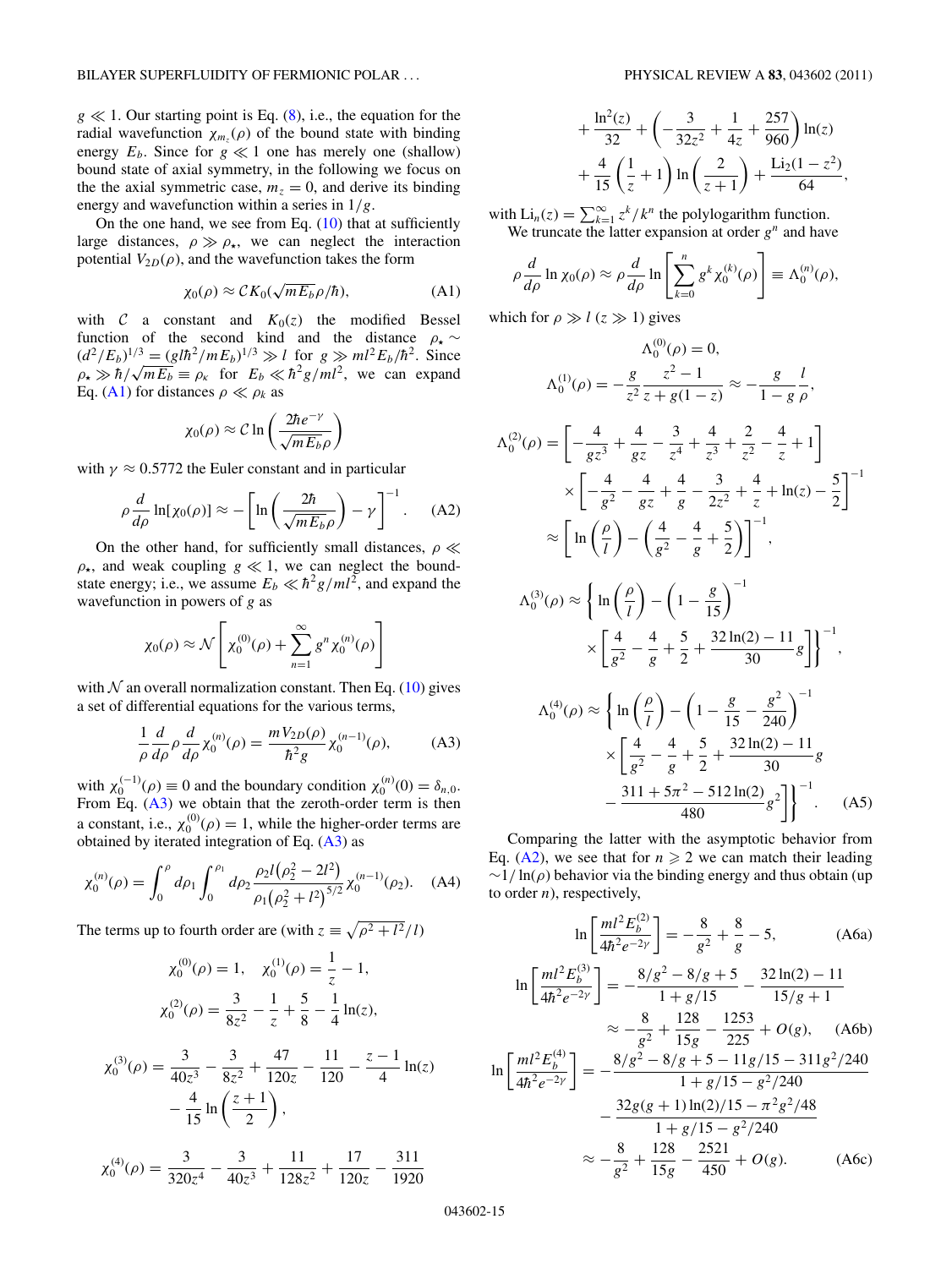$g \ll 1$. Our starting point is Eq. (8), i.e., the equation for the radial wavefunction $\chi_{m_z}(\rho)$ of the bound state with binding energy $E_b$. Since for $g \ll 1$ one has merely one (shallow) bound state of axial symmetry, in the following we focus on the the axial symmetric case, $m_z = 0$, and derive its binding energy and wavefunction within a series in $1/g$.

On the one hand, we see from Eq. (10) that at sufficiently large distances, $\rho \gg \rho_\star$, we can neglect the interaction potential $V_{2D}(\rho)$, and the wavefunction takes the form

$$\chi_0(\rho) \approx \mathcal{C} K_0(\sqrt{mE_b}\rho/\hbar), \tag{A1}$$

with $\mathcal{C}$ a constant and $K_0(z)$ the modified Bessel function of the second kind and the distance $\rho_\star \sim (d^2/E_b)^{1/3} = (gl\hbar^2/mE_b)^{1/3} \gg l$ for $g \gg ml^2E_b/\hbar^2$. Since $\rho_\star \gg \hbar/\sqrt{mE_b} \equiv \rho_\kappa$ for $E_b \ll \hbar^2 g/ml^2$, we can expand Eq. (A1) for distances $\rho \ll \rho_k$ as

$$\chi_0(\rho) \approx \mathcal{C} \ln\left(\frac{2\hbar e^{-\gamma}}{\sqrt{mE_b}\rho}\right)$$

with $\gamma \approx 0.5772$ the Euler constant and in particular

$$\rho\frac{d}{d\rho}\ln[\chi_0(\rho)] \approx -\left[\ln\left(\frac{2\hbar}{\sqrt{mE_b}\rho}\right) - \gamma\right]^{-1}. \tag{A2}$$

On the other hand, for sufficiently small distances, $\rho \ll \rho_\star$, and weak coupling $g \ll 1$, we can neglect the bound-state energy; i.e., we assume $E_b \ll \hbar^2 g/ml^2$, and expand the wavefunction in powers of $g$ as

$$\chi_0(\rho) \approx \mathcal{N}\left[\chi_0^{(0)}(\rho) + \sum_{n=1}^{\infty} g^n \chi_0^{(n)}(\rho)\right]$$

with $\mathcal{N}$ an overall normalization constant. Then Eq. (10) gives a set of differential equations for the various terms,

$$\frac{1}{\rho}\frac{d}{d\rho}\rho\frac{d}{d\rho}\chi_0^{(n)}(\rho) = \frac{mV_{2D}(\rho)}{\hbar^2 g}\chi_0^{(n-1)}(\rho), \tag{A3}$$

with $\chi_0^{(-1)}(\rho) \equiv 0$ and the boundary condition $\chi_0^{(n)}(0) = \delta_{n,0}$. From Eq. (A3) we obtain that the zeroth-order term is then a constant, i.e., $\chi_0^{(0)}(\rho) = 1$, while the higher-order terms are obtained by iterated integration of Eq. (A3) as

$$\chi_0^{(n)}(\rho) = \int_0^\rho d\rho_1 \int_0^{\rho_1} d\rho_2 \frac{\rho_2 l\left(\rho_2^2 - 2l^2\right)}{\rho_1\left(\rho_2^2 + l^2\right)^{5/2}}\chi_0^{(n-1)}(\rho_2). \tag{A4}$$

The terms up to fourth order are (with $z \equiv \sqrt{\rho^2 + l^2}/l$)

$$\chi_0^{(0)}(\rho) = 1, \quad \chi_0^{(1)}(\rho) = \frac{1}{z} - 1,$$

$$\chi_0^{(2)}(\rho) = \frac{3}{8z^2} - \frac{1}{z} + \frac{5}{8} - \frac{1}{4}\ln(z),$$

$$\chi_0^{(3)}(\rho) = \frac{3}{40z^3} - \frac{3}{8z^2} + \frac{47}{120z} - \frac{11}{120} - \frac{z-1}{4}\ln(z) - \frac{4}{15}\ln\left(\frac{z+1}{2}\right),$$

$$\chi_0^{(4)}(\rho) = \frac{3}{320z^4} - \frac{3}{40z^3} + \frac{11}{128z^2} + \frac{17}{120z} - \frac{311}{1920} + \frac{\ln^2(z)}{32} + \left(-\frac{3}{32z^2} + \frac{1}{4z} + \frac{257}{960}\right)\ln(z) + \frac{4}{15}\left(\frac{1}{z} + 1\right)\ln\left(\frac{2}{z+1}\right) + \frac{\mathrm{Li}_2(1-z^2)}{64},$$

with $\mathrm{Li}_n(z) = \sum_{k=1}^\infty z^k/k^n$ the polylogarithm function.

We truncate the latter expansion at order $g^n$ and have

$$\rho\frac{d}{d\rho}\ln\chi_0(\rho) \approx \rho\frac{d}{d\rho}\ln\left[\sum_{k=0}^n g^k \chi_0^{(k)}(\rho)\right] \equiv \Lambda_0^{(n)}(\rho),$$

which for $\rho \gg l$ ($z \gg 1$) gives

$$\Lambda_0^{(0)}(\rho) = 0,$$

$$\Lambda_0^{(1)}(\rho) = -\frac{g}{z^2}\frac{z^2-1}{z+g(1-z)} \approx -\frac{g}{1-g}\frac{l}{\rho},$$

$$\Lambda_0^{(2)}(\rho) = \left[-\frac{4}{gz^3} + \frac{4}{gz} - \frac{3}{z^4} + \frac{4}{z^3} + \frac{2}{z^2} - \frac{4}{z} + 1\right] \times \left[-\frac{4}{g^2} - \frac{4}{gz} + \frac{4}{g} - \frac{3}{2z^2} + \frac{4}{z} + \ln(z) - \frac{5}{2}\right]^{-1} \approx \left[\ln\left(\frac{\rho}{l}\right) - \left(\frac{4}{g^2} - \frac{4}{g} + \frac{5}{2}\right)\right]^{-1},$$

$$\Lambda_0^{(3)}(\rho) \approx \left\{\ln\left(\frac{\rho}{l}\right) - \left(1 - \frac{g}{15}\right)^{-1} \times \left[\frac{4}{g^2} - \frac{4}{g} + \frac{5}{2} + \frac{32\ln(2) - 11}{30}g\right]\right\}^{-1},$$

$$\Lambda_0^{(4)}(\rho) \approx \left\{\ln\left(\frac{\rho}{l}\right) - \left(1 - \frac{g}{15} - \frac{g^2}{240}\right)^{-1} \times \left[\frac{4}{g^2} - \frac{4}{g} + \frac{5}{2} + \frac{32\ln(2) - 11}{30}g - \frac{311 + 5\pi^2 - 512\ln(2)}{480}g^2\right]\right\}^{-1}. \tag{A5}$$

Comparing the latter with the asymptotic behavior from Eq. (A2), we see that for $n \geqslant 2$ we can match their leading $\sim 1/\ln(\rho)$ behavior via the binding energy and thus obtain (up to order $n$), respectively,

$$\ln\left[\frac{ml^2E_b^{(2)}}{4\hbar^2e^{-2\gamma}}\right] = -\frac{8}{g^2} + \frac{8}{g} - 5, \tag{A6a}$$

$$\ln\left[\frac{ml^2E_b^{(3)}}{4\hbar^2e^{-2\gamma}}\right] = -\frac{8/g^2 - 8/g + 5}{1 + g/15} - \frac{32\ln(2) - 11}{15/g + 1} \approx -\frac{8}{g^2} + \frac{128}{15g} - \frac{1253}{225} + O(g), \tag{A6b}$$

$$\ln\left[\frac{ml^2E_b^{(4)}}{4\hbar^2e^{-2\gamma}}\right] = -\frac{8/g^2 - 8/g + 5 - 11g/15 - 311g^2/240}{1 + g/15 - g^2/240} - \frac{32g(g+1)\ln(2)/15 - \pi^2g^2/48}{1 + g/15 - g^2/240} \approx -\frac{8}{g^2} + \frac{128}{15g} - \frac{2521}{450} + O(g). \tag{A6c}$$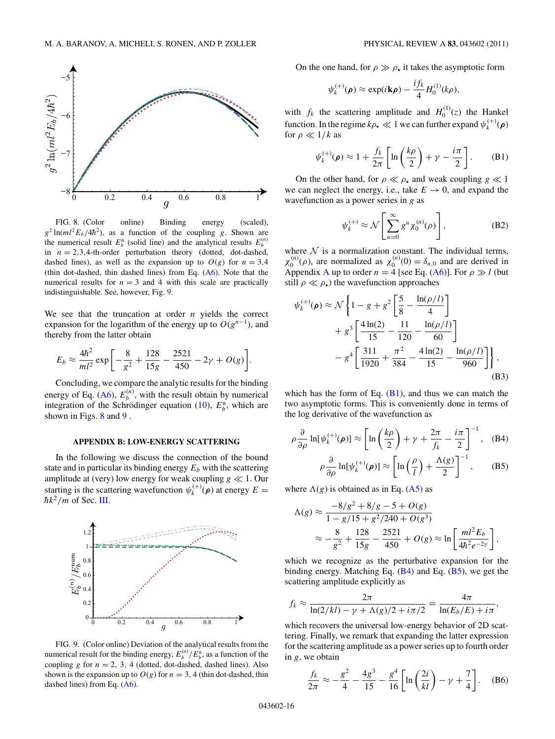FIG. 8. (Color online) Binding energy (scaled), $g^2 \ln(ml^2 E_b/4\hbar^2)$, as a function of the coupling $g$. Shown are the numerical result $E_b^{\rm n}$ (solid line) and the analytical results $E_b^{(n)}$ in $n = 2,3,4$-th-order perturbation theory (dotted, dot-dashed, dashed lines), as well as the expansion up to $O(g)$ for $n = 3,4$ (thin dot-dashed, thin dashed lines) from Eq. (A6). Note that the numerical results for $n = 3$ and 4 with this scale are practically indistinguishable. See, however, Fig. 9.

We see that the truncation at order $n$ yields the correct expansion for the logarithm of the energy up to $O(g^{n-1})$, and thereby from the latter obtain

$$E_b \approx \frac{4\hbar^2}{ml^2} \exp\left[-\frac{8}{g^2} + \frac{128}{15g} - \frac{2521}{450} - 2\gamma + O(g)\right].$$

Concluding, we compare the analytic results for the binding energy of Eq. (A6), $E_b^{(n)}$, with the result obtain by numerical integration of the Schrödinger equation (10), $E_b^{\rm n}$, which are shown in Figs. 8 and 9 .

## APPENDIX B: LOW-ENERGY SCATTERING

In the following we discuss the connection of the bound state and in particular its binding energy $E_b$ with the scattering amplitude at (very) low energy for weak coupling $g \ll 1$. Our starting is the scattering wavefunction $\psi_k^{(+)}(\boldsymbol{\rho})$ at energy $E = \hbar k^2/m$ of Sec. III.

FIG. 9. (Color online) Deviation of the analytical results from the numerical result for the binding energy, $E_b^{(n)}/E_b^{\rm n}$, as a function of the coupling $g$ for $n = 2, 3, 4$ (dotted, dot-dashed, dashed lines). Also shown is the expansion up to $O(g)$ for $n = 3, 4$ (thin dot-dashed, thin dashed lines) from Eq. (A6).

On the one hand, for $\rho \gg \rho_\star$ it takes the asymptotic form

$$\psi_k^{(+)}(\boldsymbol{\rho}) \approx \exp(i\mathbf{k}\boldsymbol{\rho}) - \frac{i f_k}{4} H_0^{(1)}(k\rho),$$

with $f_k$ the scattering amplitude and $H_0^{(1)}(z)$ the Hankel function. In the regime $k\rho_\star \ll 1$ we can further expand $\psi_k^{(+)}(\boldsymbol{\rho})$ for $\rho \ll 1/k$ as

$$\psi_k^{(+)}(\boldsymbol{\rho}) \approx 1 + \frac{f_k}{2\pi}\left[\ln\left(\frac{k\rho}{2}\right) + \gamma - \frac{i\pi}{2}\right]. \tag{B1}$$

On the other hand, for $\rho \ll \rho_\star$ and weak coupling $g \ll 1$ we can neglect the energy, i.e., take $E \to 0$, and expand the wavefunction as a power series in $g$ as

$$\psi_k^{(+)} \approx \mathcal{N}\left[\sum_{n=0}^{\infty} g^n \chi_0^{(n)}(\rho)\right], \tag{B2}$$

where $\mathcal{N}$ is a normalization constant. The individual terms, $\chi_0^{(n)}(\rho)$, are normalized as $\chi_0^{(n)}(0) = \delta_{n,0}$ and are derived in Appendix A up to order $n = 4$ [see Eq. (A6)]. For $\rho \gg l$ (but still $\rho \ll \rho_\star$) the wavefunction approaches

$$\begin{aligned}\psi_k^{(+)}(\boldsymbol{\rho}) \approx \mathcal{N}\bigg\{&1 - g + g^2\left[\frac{5}{8} - \frac{\ln(\rho/l)}{4}\right] \\ &+ g^3\left[\frac{4\ln(2)}{15} - \frac{11}{120} - \frac{\ln(\rho/l)}{60}\right] \\ &- g^4\left[\frac{311}{1920} + \frac{\pi^2}{384} - \frac{4\ln(2)}{15} - \frac{\ln(\rho/l)}{960}\right]\bigg\},\end{aligned} \tag{B3}$$

which has the form of Eq. (B1), and thus we can match the two asymptotic forms. This is conveniently done in terms of the log derivative of the wavefunction as

$$\rho\frac{\partial}{\partial\rho}\ln[\psi_k^{(+)}(\boldsymbol{\rho})] \approx \left[\ln\left(\frac{k\rho}{2}\right) + \gamma + \frac{2\pi}{f_k} - \frac{i\pi}{2}\right]^{-1}, \tag{B4}$$

$$\rho\frac{\partial}{\partial\rho}\ln[\psi_k^{(+)}(\boldsymbol{\rho})] \approx \left[\ln\left(\frac{\rho}{l}\right) + \frac{\Lambda(g)}{2}\right]^{-1}, \tag{B5}$$

where $\Lambda(g)$ is obtained as in Eq. (A5) as

$$\begin{aligned}\Lambda(g) &\approx \frac{-8/g^2 + 8/g - 5 + O(g)}{1 - g/15 + g^2/240 + O(g^3)} \\ &\approx -\frac{8}{g^2} + \frac{128}{15g} - \frac{2521}{450} + O(g) \approx \ln\left[\frac{ml^2 E_b}{4\hbar^2 e^{-2\gamma}}\right],\end{aligned}$$

which we recognize as the perturbative expansion for the binding energy. Matching Eq. (B4) and Eq. (B5), we get the scattering amplitude explicitly as

$$f_k \approx \frac{2\pi}{\ln(2/kl) - \gamma + \Lambda(g)/2 + i\pi/2} = \frac{4\pi}{\ln(E_b/E) + i\pi},$$

which recovers the universal low-energy behavior of 2D scattering. Finally, we remark that expanding the latter expression for the scattering amplitude as a power series up to fourth order in $g$, we obtain

$$\frac{f_k}{2\pi} \approx -\frac{g^2}{4} - \frac{4g^3}{15} - \frac{g^4}{16}\left[\ln\left(\frac{2i}{kl}\right) - \gamma + \frac{7}{4}\right]. \tag{B6}$$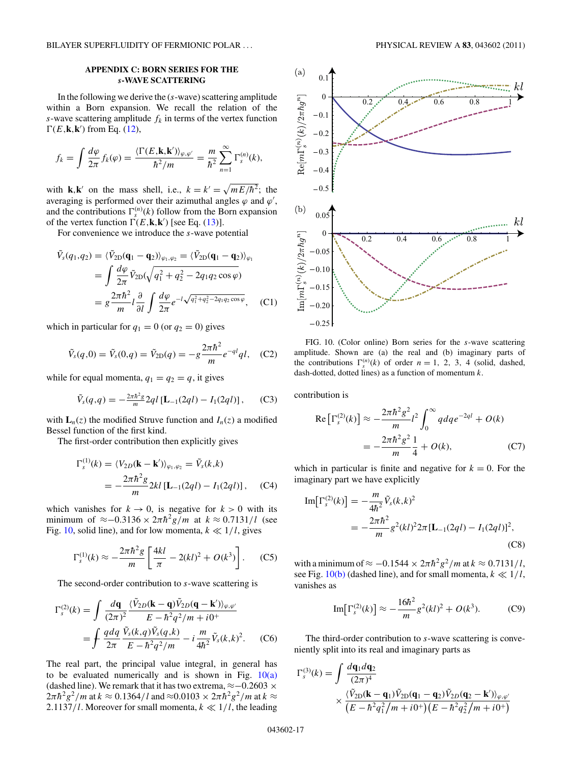## APPENDIX C: BORN SERIES FOR THE *s*-WAVE SCATTERING

In the following we derive the (*s*-wave) scattering amplitude within a Born expansion. We recall the relation of the *s*-wave scattering amplitude $f_k$ in terms of the vertex function $\Gamma(E,\mathbf{k},\mathbf{k}')$ from Eq. (12),

$$f_k = \int \frac{d\varphi}{2\pi} f_k(\varphi) = \frac{\langle \Gamma(E,\mathbf{k},\mathbf{k}')\rangle_{\varphi,\varphi'}}{\hbar^2/m} = \frac{m}{\hbar^2}\sum_{n=1}^{\infty}\Gamma_s^{(n)}(k),$$

with $\mathbf{k},\mathbf{k}'$ on the mass shell, i.e., $k = k' = \sqrt{mE/\hbar^2}$; the averaging is performed over their azimuthal angles $\varphi$ and $\varphi'$, and the contributions $\Gamma_s^{(n)}(k)$ follow from the Born expansion of the vertex function $\Gamma(E,\mathbf{k},\mathbf{k}')$ [see Eq. (13)].

For convenience we introduce the *s*-wave potential

$$\begin{aligned}\tilde{V}_s(q_1,q_2) &= \langle \tilde{V}_{2\mathrm{D}}(\mathbf{q}_1-\mathbf{q}_2)\rangle_{\varphi_1,\varphi_2} = \langle \tilde{V}_{2\mathrm{D}}(\mathbf{q}_1-\mathbf{q}_2)\rangle_{\varphi_1} \\ &= \int \frac{d\varphi}{2\pi}\tilde{V}_{2\mathrm{D}}\big(\sqrt{q_1^2+q_2^2-2q_1q_2\cos\varphi}\big) \\ &= g\frac{2\pi\hbar^2}{m} l\frac{\partial}{\partial l}\int\frac{d\varphi}{2\pi}e^{-l\sqrt{q_1^2+q_2^2-2q_1q_2\cos\varphi}}, \quad \text{(C1)}\end{aligned}$$

which in particular for $q_1 = 0$ (or $q_2 = 0$) gives

$$\tilde{V}_s(q,0) = \tilde{V}_s(0,q) = \tilde{V}_{2\mathrm{D}}(q) = -g\frac{2\pi\hbar^2}{m}e^{-ql}ql, \quad \text{(C2)}$$

while for equal momenta, $q_1 = q_2 = q$, it gives

$$\tilde{V}_s(q,q) = -\tfrac{2\pi\hbar^2 g}{m}2ql\,[\mathbf{L}_{-1}(2ql) - I_1(2ql)], \quad \text{(C3)}$$

with $\mathbf{L}_n(z)$ the modified Struve function and $I_n(z)$ a modified Bessel function of the first kind.

The first-order contribution then explicitly gives

$$\begin{aligned}\Gamma_s^{(1)}(k) &= \langle V_{2D}(\mathbf{k}-\mathbf{k}')\rangle_{\varphi_1,\varphi_2} = \tilde{V}_s(k,k) \\ &= -\frac{2\pi\hbar^2 g}{m}2kl\,[\mathbf{L}_{-1}(2ql) - I_1(2ql)], \quad \text{(C4)}\end{aligned}$$

which vanishes for $k \to 0$, is negative for $k > 0$ with its minimum of $\approx -0.3136 \times 2\pi\hbar^2 g/m$ at $k \approx 0.7131/l$ (see Fig. 10, solid line), and for low momenta, $k \ll 1/l$, gives

$$\Gamma_s^{(1)}(k) \approx -\frac{2\pi\hbar^2 g}{m}\left[\frac{4kl}{\pi} - 2(kl)^2 + O(k^3)\right]. \quad \text{(C5)}$$

The second-order contribution to *s*-wave scattering is

$$\begin{aligned}\Gamma_s^{(2)}(k) &= \int \frac{d\mathbf{q}}{(2\pi)^2}\frac{\langle \tilde{V}_{2D}(\mathbf{k}-\mathbf{q})\tilde{V}_{2D}(\mathbf{q}-\mathbf{k}')\rangle_{\varphi,\varphi'}}{E-\hbar^2q^2/m+i0^+} \\ &= \fint \frac{qdq}{2\pi}\frac{\tilde{V}_s(k,q)\tilde{V}_s(q,k)}{E-\hbar^2q^2/m} - i\frac{m}{4\hbar^2}\tilde{V}_s(k,k)^2. \quad \text{(C6)}\end{aligned}$$

The real part, the principal value integral, in general has to be evaluated numerically and is shown in Fig. 10(a) (dashed line). We remark that it has two extrema, $\approx -0.2603 \times 2\pi\hbar^2 g^2/m$ at $k \approx 0.1364/l$ and $\approx 0.0103 \times 2\pi\hbar^2 g^2/m$ at $k \approx 2.1137/l$. Moreover for small momenta, $k \ll 1/l$, the leading contribution is

$$\begin{aligned}\mathrm{Re}\big[\Gamma_s^{(2)}(k)\big] &\approx -\frac{2\pi\hbar^2 g^2}{m}l^2\int_0^\infty qdqe^{-2ql} + O(k) \\ &= -\frac{2\pi\hbar^2 g^2}{m}\frac{1}{4} + O(k), \quad \text{(C7)}\end{aligned}$$

which in particular is finite and negative for $k = 0$. For the imaginary part we have explicitly

$$\begin{aligned}\mathrm{Im}\big[\Gamma_s^{(2)}(k)\big] &= -\frac{m}{4\hbar^2}\tilde{V}_s(k,k)^2 \\ &= -\frac{2\pi\hbar^2}{m}g^2(kl)^2 2\pi[\mathbf{L}_{-1}(2ql) - I_1(2ql)]^2, \quad \text{(C8)}\end{aligned}$$

with a minimum of $\approx -0.1544 \times 2\pi\hbar^2 g^2/m$ at $k \approx 0.7131/l$, see Fig. 10(b) (dashed line), and for small momenta, $k \ll 1/l$, vanishes as

$$\mathrm{Im}\big[\Gamma_s^{(2)}(k)\big] \approx -\frac{16\hbar^2}{m}g^2(kl)^2 + O(k^3). \quad \text{(C9)}$$

The third-order contribution to *s*-wave scattering is conveniently split into its real and imaginary parts as

$$\Gamma_s^{(3)}(k) = \int \frac{d\mathbf{q}_1 d\mathbf{q}_2}{(2\pi)^4} \times \frac{\langle \tilde{V}_{2D}(\mathbf{k}-\mathbf{q}_1)\tilde{V}_{2D}(\mathbf{q}_1-\mathbf{q}_2)\tilde{V}_{2D}(\mathbf{q}_2-\mathbf{k}')\rangle_{\varphi,\varphi'}}{\big(E-\hbar^2q_1^2/m+i0^+\big)\big(E-\hbar^2q_2^2/m+i0^+\big)}$$

FIG. 10. (Color online) Born series for the *s*-wave scattering amplitude. Shown are (a) the real and (b) imaginary parts of the contributions $\Gamma_s^{(n)}(k)$ of order $n = 1, 2, 3, 4$ (solid, dashed, dash-dotted, dotted lines) as a function of momentum $k$.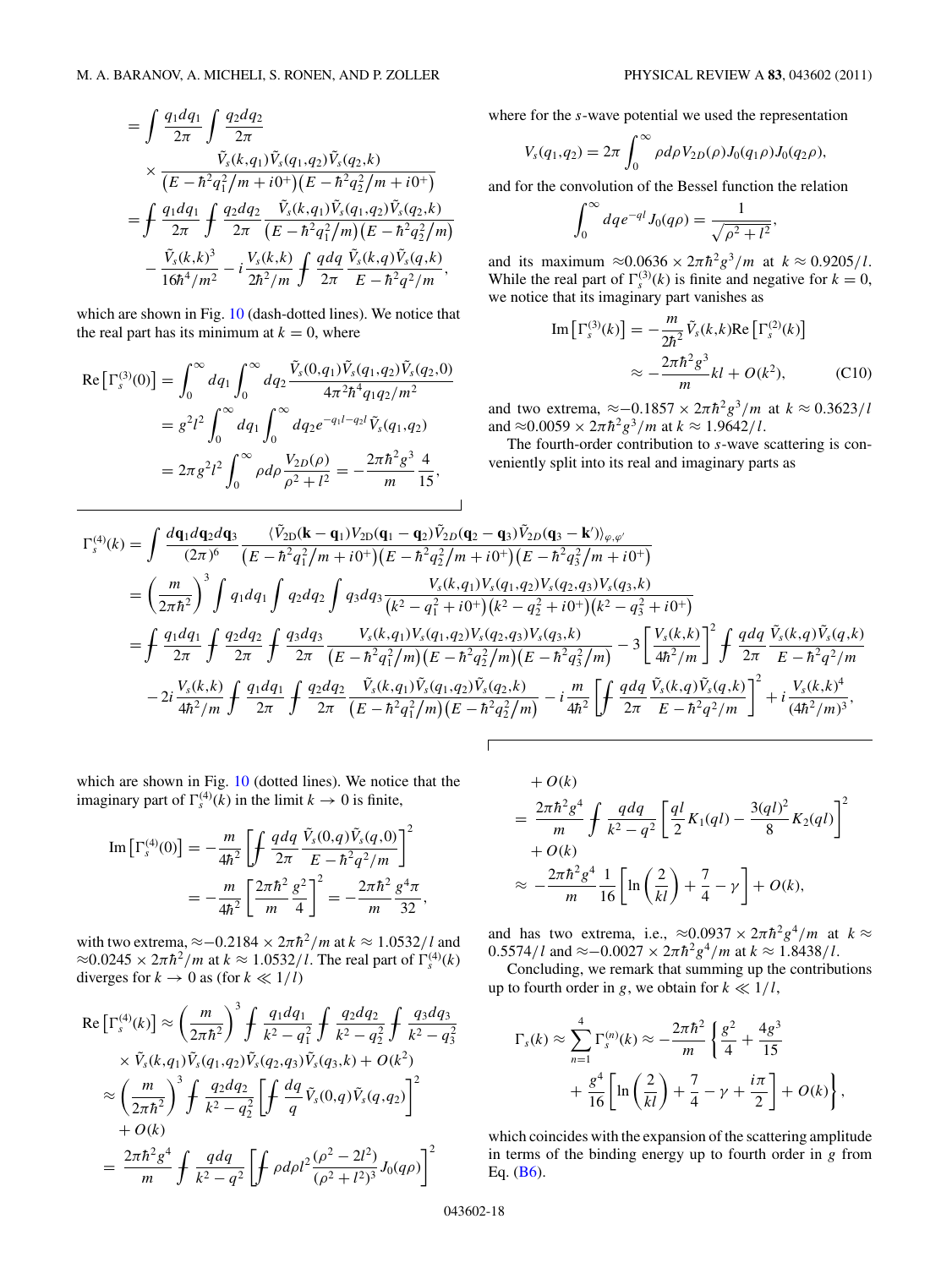$$
\begin{aligned}
&= \int \frac{q_1 dq_1}{2\pi} \int \frac{q_2 dq_2}{2\pi} \\
&\quad \times \frac{\tilde{V}_s(k,q_1)\tilde{V}_s(q_1,q_2)\tilde{V}_s(q_2,k)}{\left(E - \hbar^2 q_1^2/m + i0^+\right)\left(E - \hbar^2 q_2^2/m + i0^+\right)} \\
&= \fint \frac{q_1 dq_1}{2\pi} \fint \frac{q_2 dq_2}{2\pi} \frac{\tilde{V}_s(k,q_1)\tilde{V}_s(q_1,q_2)\tilde{V}_s(q_2,k)}{\left(E - \hbar^2 q_1^2/m\right)\left(E - \hbar^2 q_2^2/m\right)} \\
&\quad - \frac{\tilde{V}_s(k,k)^3}{16\hbar^4/m^2} - i\frac{V_s(k,k)}{2\hbar^2/m} \fint \frac{q dq}{2\pi} \frac{\tilde{V}_s(k,q)\tilde{V}_s(q,k)}{E - \hbar^2 q^2/m},
\end{aligned}
$$

which are shown in Fig. 10 (dash-dotted lines). We notice that the real part has its minimum at $k = 0$, where

$$
\begin{aligned}
\mathrm{Re}\left[\Gamma_s^{(3)}(0)\right] &= \int_0^\infty dq_1 \int_0^\infty dq_2 \frac{\tilde{V}_s(0,q_1)\tilde{V}_s(q_1,q_2)\tilde{V}_s(q_2,0)}{4\pi^2\hbar^4 q_1 q_2/m^2} \\
&= g^2 l^2 \int_0^\infty dq_1 \int_0^\infty dq_2 e^{-q_1 l - q_2 l} \tilde{V}_s(q_1,q_2) \\
&= 2\pi g^2 l^2 \int_0^\infty \rho d\rho \frac{V_{2D}(\rho)}{\rho^2 + l^2} = -\frac{2\pi\hbar^2 g^3}{m}\frac{4}{15},
\end{aligned}
$$

where for the $s$-wave potential we used the representation

$$
V_s(q_1,q_2) = 2\pi \int_0^\infty \rho d\rho V_{2D}(\rho) J_0(q_1\rho) J_0(q_2\rho),
$$

and for the convolution of the Bessel function the relation

$$
\int_0^\infty dq e^{-ql} J_0(q\rho) = \frac{1}{\sqrt{\rho^2 + l^2}},
$$

and its maximum $\approx 0.0636 \times 2\pi\hbar^2 g^3/m$ at $k \approx 0.9205/l$. While the real part of $\Gamma_s^{(3)}(k)$ is finite and negative for $k = 0$, we notice that its imaginary part vanishes as

$$
\begin{aligned}
\mathrm{Im}\left[\Gamma_s^{(3)}(k)\right] &= -\frac{m}{2\hbar^2}\tilde{V}_s(k,k)\mathrm{Re}\left[\Gamma_s^{(2)}(k)\right] \\
&\approx -\frac{2\pi\hbar^2 g^3}{m} kl + O(k^2),
\end{aligned}
\tag{C10}
$$

and two extrema, $\approx -0.1857 \times 2\pi\hbar^2 g^3/m$ at $k \approx 0.3623/l$ and $\approx 0.0059 \times 2\pi\hbar^2 g^3/m$ at $k \approx 1.9642/l$.

The fourth-order contribution to $s$-wave scattering is conveniently split into its real and imaginary parts as

$$
\begin{aligned}
\Gamma_s^{(4)}(k) &= \int \frac{d\mathbf{q}_1 d\mathbf{q}_2 d\mathbf{q}_3}{(2\pi)^6} \frac{\langle \tilde{V}_{2D}(\mathbf{k} - \mathbf{q}_1) V_{2D}(\mathbf{q}_1 - \mathbf{q}_2) \tilde{V}_{2D}(\mathbf{q}_2 - \mathbf{q}_3) \tilde{V}_{2D}(\mathbf{q}_3 - \mathbf{k}') \rangle_{\varphi,\varphi'}}{\left(E - \hbar^2 q_1^2/m + i0^+\right)\left(E - \hbar^2 q_2^2/m + i0^+\right)\left(E - \hbar^2 q_3^2/m + i0^+\right)} \\
&= \left(\frac{m}{2\pi\hbar^2}\right)^3 \int q_1 dq_1 \int q_2 dq_2 \int q_3 dq_3 \frac{V_s(k,q_1)V_s(q_1,q_2)V_s(q_2,q_3)V_s(q_3,k)}{\left(k^2 - q_1^2 + i0^+\right)\left(k^2 - q_2^2 + i0^+\right)\left(k^2 - q_3^2 + i0^+\right)} \\
&= \fint \frac{q_1 dq_1}{2\pi} \fint \frac{q_2 dq_2}{2\pi} \fint \frac{q_3 dq_3}{2\pi} \frac{V_s(k,q_1)V_s(q_1,q_2)V_s(q_2,q_3)V_s(q_3,k)}{\left(E - \hbar^2 q_1^2/m\right)\left(E - \hbar^2 q_2^2/m\right)\left(E - \hbar^2 q_3^2/m\right)} - 3\left[\frac{V_s(k,k)}{4\hbar^2/m}\right]^2 \fint \frac{q dq}{2\pi} \frac{\tilde{V}_s(k,q)\tilde{V}_s(q,k)}{E - \hbar^2 q^2/m} \\
&\quad - 2i\frac{V_s(k,k)}{4\hbar^2/m} \fint \frac{q_1 dq_1}{2\pi} \fint \frac{q_2 dq_2}{2\pi} \frac{\tilde{V}_s(k,q_1)\tilde{V}_s(q_1,q_2)\tilde{V}_s(q_2,k)}{\left(E - \hbar^2 q_1^2/m\right)\left(E - \hbar^2 q_2^2/m\right)} - i\frac{m}{4\hbar^2}\left[\fint \frac{q dq}{2\pi} \frac{\tilde{V}_s(k,q)\tilde{V}_s(q,k)}{E - \hbar^2 q^2/m}\right]^2 + i\frac{V_s(k,k)^4}{(4\hbar^2/m)^3},
\end{aligned}
$$

which are shown in Fig. 10 (dotted lines). We notice that the imaginary part of $\Gamma_s^{(4)}(k)$ in the limit $k \to 0$ is finite,

$$
\begin{aligned}
\mathrm{Im}\left[\Gamma_s^{(4)}(0)\right] &= -\frac{m}{4\hbar^2}\left[\fint \frac{q dq}{2\pi} \frac{\tilde{V}_s(0,q)\tilde{V}_s(q,0)}{E - \hbar^2 q^2/m}\right]^2 \\
&= -\frac{m}{4\hbar^2}\left[\frac{2\pi\hbar^2}{m}\frac{g^2}{4}\right]^2 = -\frac{2\pi\hbar^2}{m}\frac{g^4\pi}{32},
\end{aligned}
$$

with two extrema, $\approx -0.2184 \times 2\pi\hbar^2/m$ at $k \approx 1.0532/l$ and $\approx 0.0245 \times 2\pi\hbar^2/m$ at $k \approx 1.0532/l$. The real part of $\Gamma_s^{(4)}(k)$ diverges for $k \to 0$ as (for $k \ll 1/l$)

$$
\begin{aligned}
\mathrm{Re}\left[\Gamma_s^{(4)}(k)\right] &\approx \left(\frac{m}{2\pi\hbar^2}\right)^3 \fint \frac{q_1 dq_1}{k^2 - q_1^2} \fint \frac{q_2 dq_2}{k^2 - q_2^2} \fint \frac{q_3 dq_3}{k^2 - q_3^2} \\
&\quad \times \tilde{V}_s(k,q_1)\tilde{V}_s(q_1,q_2)\tilde{V}_s(q_2,q_3)\tilde{V}_s(q_3,k) + O(k^2) \\
&\approx \left(\frac{m}{2\pi\hbar^2}\right)^3 \fint \frac{q_2 dq_2}{k^2 - q_2^2}\left[\fint \frac{dq}{q}\tilde{V}_s(0,q)\tilde{V}_s(q,q_2)\right]^2 \\
&\quad + O(k) \\
&= \frac{2\pi\hbar^2 g^4}{m} \fint \frac{q dq}{k^2 - q^2}\left[\fint \rho d\rho l^2 \frac{(\rho^2 - 2l^2)}{(\rho^2 + l^2)^3} J_0(q\rho)\right]^2 \\
&\quad + O(k) \\
&= \frac{2\pi\hbar^2 g^4}{m} \fint \frac{q dq}{k^2 - q^2}\left[\frac{ql}{2}K_1(ql) - \frac{3(ql)^2}{8}K_2(ql)\right]^2 \\
&\quad + O(k) \\
&\approx -\frac{2\pi\hbar^2 g^4}{m}\frac{1}{16}\left[\ln\left(\frac{2}{kl}\right) + \frac{7}{4} - \gamma\right] + O(k),
\end{aligned}
$$

and has two extrema, i.e., $\approx 0.0937 \times 2\pi\hbar^2 g^4/m$ at $k \approx 0.5574/l$ and $\approx -0.0027 \times 2\pi\hbar^2 g^4/m$ at $k \approx 1.8438/l$.

Concluding, we remark that summing up the contributions up to fourth order in $g$, we obtain for $k \ll 1/l$,

$$
\begin{aligned}
\Gamma_s(k) \approx \sum_{n=1}^{4} \Gamma_s^{(n)}(k) &\approx -\frac{2\pi\hbar^2}{m}\left\{\frac{g^2}{4} + \frac{4g^3}{15}\right. \\
&\quad \left. + \frac{g^4}{16}\left[\ln\left(\frac{2}{kl}\right) + \frac{7}{4} - \gamma + \frac{i\pi}{2}\right] + O(k)\right\},
\end{aligned}
$$

which coincides with the expansion of the scattering amplitude in terms of the binding energy up to fourth order in $g$ from Eq. (B6).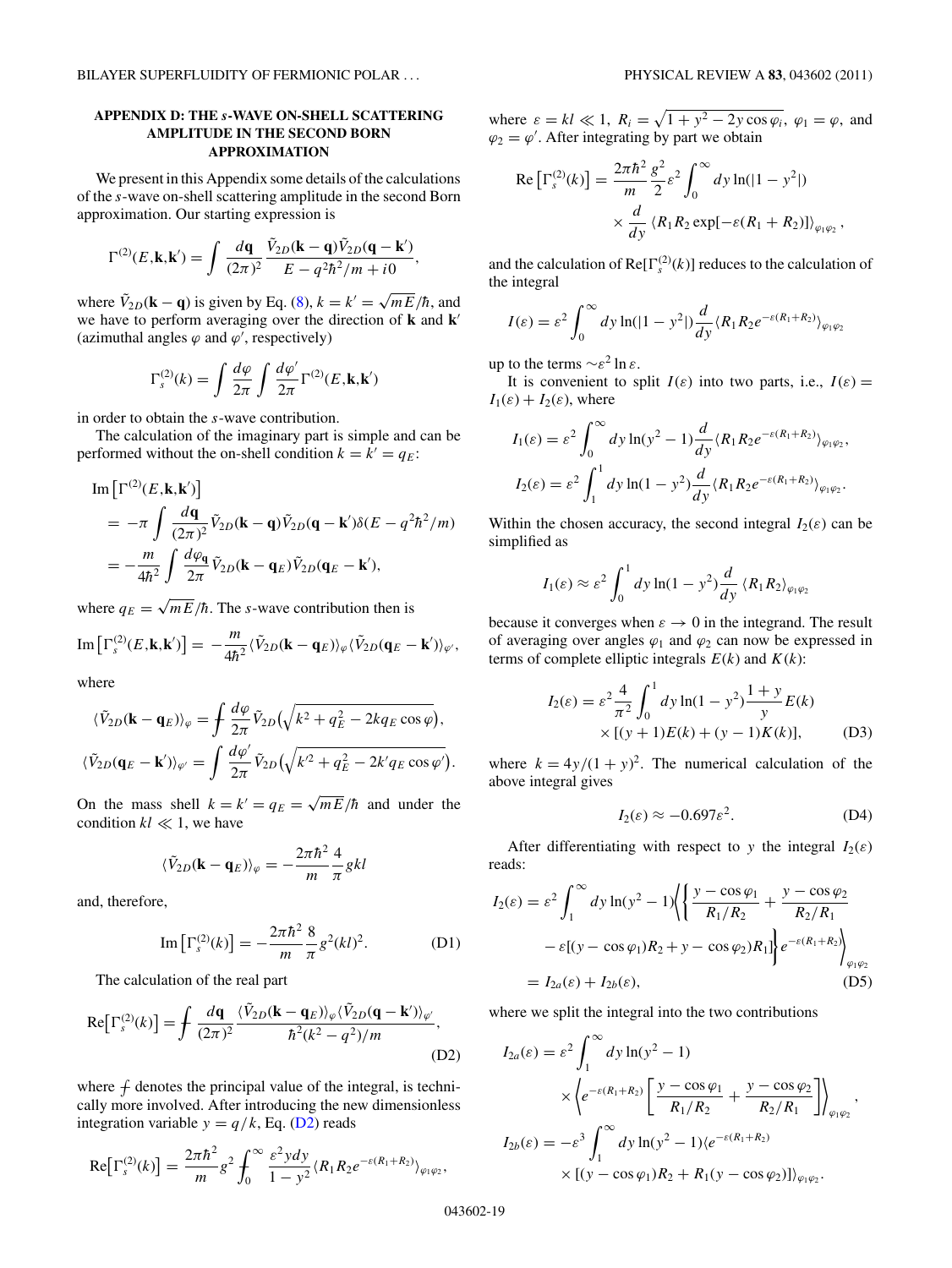### APPENDIX D: THE *s*-WAVE ON-SHELL SCATTERING AMPLITUDE IN THE SECOND BORN APPROXIMATION

We present in this Appendix some details of the calculations of the *s*-wave on-shell scattering amplitude in the second Born approximation. Our starting expression is

$$\Gamma^{(2)}(E,\mathbf{k},\mathbf{k}') = \int \frac{d\mathbf{q}}{(2\pi)^2} \frac{\tilde{V}_{2D}(\mathbf{k}-\mathbf{q})\tilde{V}_{2D}(\mathbf{q}-\mathbf{k}')}{E - q^2\hbar^2/m + i0},$$

where $\tilde{V}_{2D}(\mathbf{k}-\mathbf{q})$ is given by Eq. (8), $k = k' = \sqrt{mE}/\hbar$, and we have to perform averaging over the direction of $\mathbf{k}$ and $\mathbf{k}'$ (azimuthal angles $\varphi$ and $\varphi'$, respectively)

$$\Gamma_s^{(2)}(k) = \int \frac{d\varphi}{2\pi} \int \frac{d\varphi'}{2\pi} \Gamma^{(2)}(E,\mathbf{k},\mathbf{k}')$$

in order to obtain the *s*-wave contribution.

The calculation of the imaginary part is simple and can be performed without the on-shell condition $k = k' = q_E$:

$$\begin{aligned}
\mathrm{Im}\left[\Gamma^{(2)}(E,\mathbf{k},\mathbf{k}')\right]
&= -\pi \int \frac{d\mathbf{q}}{(2\pi)^2} \tilde{V}_{2D}(\mathbf{k}-\mathbf{q})\tilde{V}_{2D}(\mathbf{q}-\mathbf{k}')\delta(E - q^2\hbar^2/m) \\
&= -\frac{m}{4\hbar^2} \int \frac{d\varphi_{\mathbf{q}}}{2\pi} \tilde{V}_{2D}(\mathbf{k}-\mathbf{q}_E)\tilde{V}_{2D}(\mathbf{q}_E-\mathbf{k}'),
\end{aligned}$$

where $q_E = \sqrt{mE}/\hbar$. The *s*-wave contribution then is

$$\mathrm{Im}\left[\Gamma_s^{(2)}(E,\mathbf{k},\mathbf{k}')\right] = -\frac{m}{4\hbar^2} \langle \tilde{V}_{2D}(\mathbf{k}-\mathbf{q}_E)\rangle_{\varphi} \langle \tilde{V}_{2D}(\mathbf{q}_E-\mathbf{k}')\rangle_{\varphi'},$$

where

$$\langle \tilde{V}_{2D}(\mathbf{k}-\mathbf{q}_E)\rangle_{\varphi} = \int \frac{d\varphi}{2\pi} \tilde{V}_{2D}\left(\sqrt{k^2 + q_E^2 - 2kq_E\cos\varphi}\right),$$

$$\langle \tilde{V}_{2D}(\mathbf{q}_E-\mathbf{k}')\rangle_{\varphi'} = \int \frac{d\varphi'}{2\pi} \tilde{V}_{2D}\left(\sqrt{k'^2 + q_E^2 - 2k'q_E\cos\varphi'}\right).$$

On the mass shell $k = k' = q_E = \sqrt{mE}/\hbar$ and under the condition $kl \ll 1$, we have

$$\langle \tilde{V}_{2D}(\mathbf{k}-\mathbf{q}_E)\rangle_{\varphi} = -\frac{2\pi\hbar^2}{m}\frac{4}{\pi} gkl$$

and, therefore,

$$\mathrm{Im}\left[\Gamma_s^{(2)}(k)\right] = -\frac{2\pi\hbar^2}{m}\frac{8}{\pi} g^2(kl)^2. \tag{D1}$$

The calculation of the real part

$$\mathrm{Re}\left[\Gamma_s^{(2)}(k)\right] = ⨍ \frac{d\mathbf{q}}{(2\pi)^2} \frac{\langle \tilde{V}_{2D}(\mathbf{k}-\mathbf{q}_E)\rangle_{\varphi} \langle \tilde{V}_{2D}(\mathbf{q}-\mathbf{k}')\rangle_{\varphi'}}{\hbar^2(k^2-q^2)/m}, \tag{D2}$$

where $⨍$ denotes the principal value of the integral, is technically more involved. After introducing the new dimensionless integration variable $y = q/k$, Eq. (D2) reads

$$\mathrm{Re}\left[\Gamma_s^{(2)}(k)\right] = \frac{2\pi\hbar^2}{m} g^2 ⨍_0^\infty \frac{\varepsilon^2 y\, dy}{1-y^2} \langle R_1R_2 e^{-\varepsilon(R_1+R_2)}\rangle_{\varphi_1\varphi_2},$$

where $\varepsilon = kl \ll 1$, $R_i = \sqrt{1 + y^2 - 2y\cos\varphi_i}$, $\varphi_1 = \varphi$, and $\varphi_2 = \varphi'$. After integrating by part we obtain

$$\mathrm{Re}\left[\Gamma_s^{(2)}(k)\right] = \frac{2\pi\hbar^2}{m}\frac{g^2}{2}\varepsilon^2 \int_0^\infty dy \ln(|1-y^2|) \times \frac{d}{dy}\langle R_1R_2 \exp[-\varepsilon(R_1+R_2)]\rangle_{\varphi_1\varphi_2},$$

and the calculation of $\mathrm{Re}[\Gamma_s^{(2)}(k)]$ reduces to the calculation of the integral

$$I(\varepsilon) = \varepsilon^2 \int_0^\infty dy \ln(|1-y^2|) \frac{d}{dy}\langle R_1R_2 e^{-\varepsilon(R_1+R_2)}\rangle_{\varphi_1\varphi_2}$$

up to the terms $\sim\varepsilon^2 \ln\varepsilon$.

It is convenient to split $I(\varepsilon)$ into two parts, i.e., $I(\varepsilon) = I_1(\varepsilon) + I_2(\varepsilon)$, where

$$I_1(\varepsilon) = \varepsilon^2 \int_0^\infty dy \ln(y^2-1) \frac{d}{dy}\langle R_1R_2 e^{-\varepsilon(R_1+R_2)}\rangle_{\varphi_1\varphi_2},$$

$$I_2(\varepsilon) = \varepsilon^2 \int_1^1 dy \ln(1-y^2) \frac{d}{dy}\langle R_1R_2 e^{-\varepsilon(R_1+R_2)}\rangle_{\varphi_1\varphi_2}.$$

Within the chosen accuracy, the second integral $I_2(\varepsilon)$ can be simplified as

$$I_1(\varepsilon) \approx \varepsilon^2 \int_0^1 dy \ln(1-y^2) \frac{d}{dy}\langle R_1R_2\rangle_{\varphi_1\varphi_2}$$

because it converges when $\varepsilon \to 0$ in the integrand. The result of averaging over angles $\varphi_1$ and $\varphi_2$ can now be expressed in terms of complete elliptic integrals $E(k)$ and $K(k)$:

$$I_2(\varepsilon) = \varepsilon^2 \frac{4}{\pi^2} \int_0^1 dy \ln(1-y^2) \frac{1+y}{y} E(k) \times [(y+1)E(k) + (y-1)K(k)], \tag{D3}$$

where $k = 4y/(1+y)^2$. The numerical calculation of the above integral gives

$$I_2(\varepsilon) \approx -0.697\varepsilon^2. \tag{D4}$$

After differentiating with respect to $y$ the integral $I_2(\varepsilon)$ reads:

$$\begin{aligned}
I_2(\varepsilon) &= \varepsilon^2 \int_1^\infty dy \ln(y^2-1) \left\langle \left\{ \frac{y-\cos\varphi_1}{R_1/R_2} + \frac{y-\cos\varphi_2}{R_2/R_1} \right.\right. \\
&\quad \left.\left. - \varepsilon[(y-\cos\varphi_1)R_2 + y - \cos\varphi_2)R_1] \right\} e^{-\varepsilon(R_1+R_2)} \right\rangle_{\varphi_1\varphi_2} \\
&= I_{2a}(\varepsilon) + I_{2b}(\varepsilon),
\end{aligned} \tag{D5}$$

where we split the integral into the two contributions

$$I_{2a}(\varepsilon) = \varepsilon^2 \int_1^\infty dy \ln(y^2-1) \times \left\langle e^{-\varepsilon(R_1+R_2)} \left[\frac{y-\cos\varphi_1}{R_1/R_2} + \frac{y-\cos\varphi_2}{R_2/R_1}\right]\right\rangle_{\varphi_1\varphi_2},$$

$$I_{2b}(\varepsilon) = -\varepsilon^3 \int_1^\infty dy \ln(y^2-1) \langle e^{-\varepsilon(R_1+R_2)} \times [(y-\cos\varphi_1)R_2 + R_1(y-\cos\varphi_2)]\rangle_{\varphi_1\varphi_2}.$$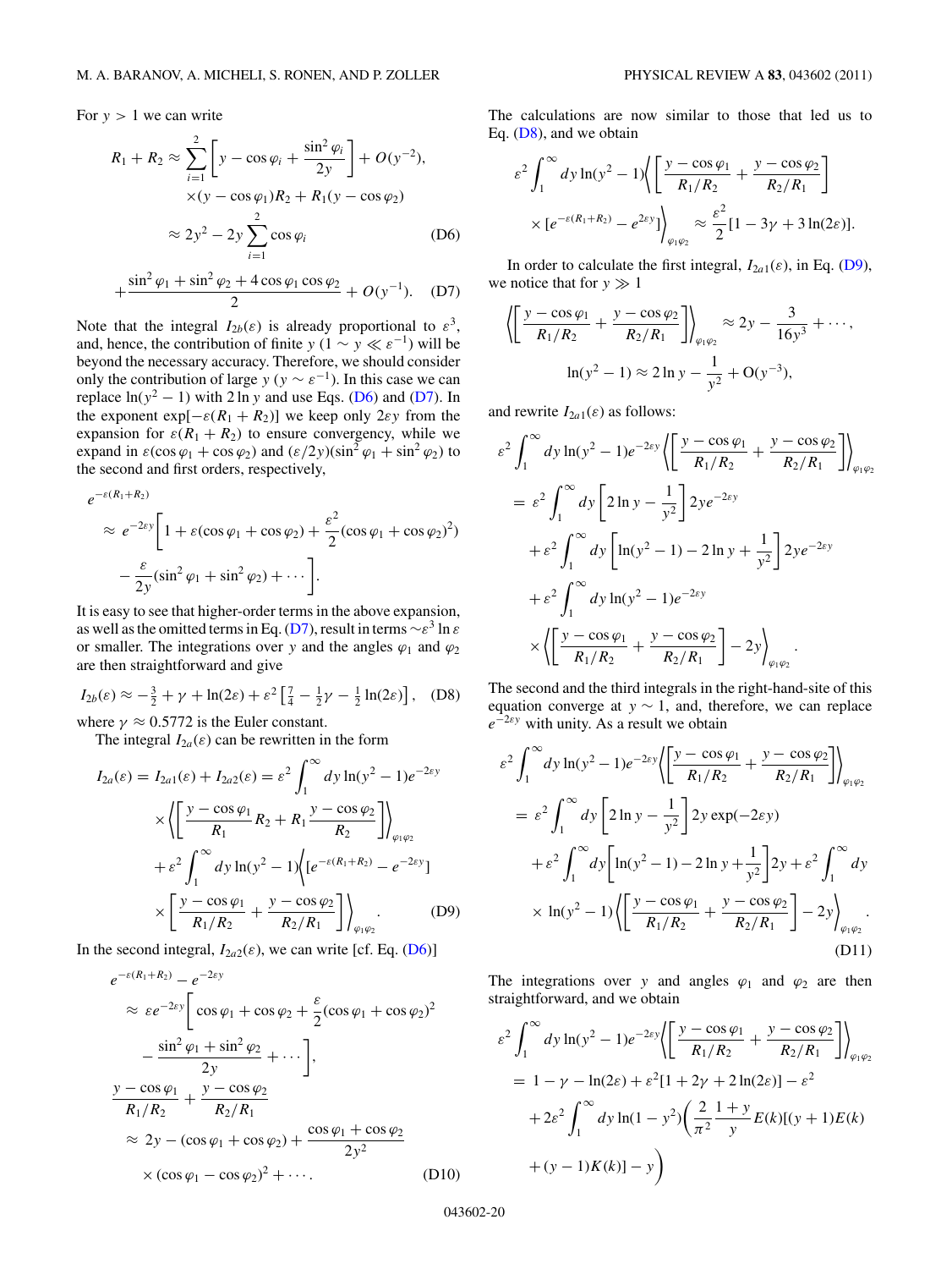For $y > 1$ we can write

$$R_1 + R_2 \approx \sum_{i=1}^{2}\left[y - \cos\varphi_i + \frac{\sin^2\varphi_i}{2y}\right] + O(y^{-2}),$$

$$\times(y-\cos\varphi_1)R_2 + R_1(y-\cos\varphi_2)$$

$$\approx 2y^2 - 2y\sum_{i=1}^{2}\cos\varphi_i \tag{D6}$$

$$+\frac{\sin^2\varphi_1+\sin^2\varphi_2+4\cos\varphi_1\cos\varphi_2}{2} + O(y^{-1}). \tag{D7}$$

Note that the integral $I_{2b}(\varepsilon)$ is already proportional to $\varepsilon^3$, and, hence, the contribution of finite $y$ ($1 \sim y \ll \varepsilon^{-1}$) will be beyond the necessary accuracy. Therefore, we should consider only the contribution of large $y$ ($y \sim \varepsilon^{-1}$). In this case we can replace $\ln(y^2-1)$ with $2\ln y$ and use Eqs. (D6) and (D7). In the exponent $\exp[-\varepsilon(R_1+R_2)]$ we keep only $2\varepsilon y$ from the expansion for $\varepsilon(R_1+R_2)$ to ensure convergency, while we expand in $\varepsilon(\cos\varphi_1+\cos\varphi_2)$ and $(\varepsilon/2y)(\sin^2\varphi_1+\sin^2\varphi_2)$ to the second and first orders, respectively,

$$e^{-\varepsilon(R_1+R_2)}$$
$$\approx e^{-2\varepsilon y}\bigg[1+\varepsilon(\cos\varphi_1+\cos\varphi_2)+\frac{\varepsilon^2}{2}(\cos\varphi_1+\cos\varphi_2)^2)$$
$$-\frac{\varepsilon}{2y}(\sin^2\varphi_1+\sin^2\varphi_2)+\cdots\bigg].$$

It is easy to see that higher-order terms in the above expansion, as well as the omitted terms in Eq. (D7), result in terms $\sim\varepsilon^3\ln\varepsilon$ or smaller. The integrations over $y$ and the angles $\varphi_1$ and $\varphi_2$ are then straightforward and give

$$I_{2b}(\varepsilon) \approx -\tfrac{3}{2}+\gamma+\ln(2\varepsilon)+\varepsilon^2\left[\tfrac{7}{4}-\tfrac{1}{2}\gamma-\tfrac{1}{2}\ln(2\varepsilon)\right], \tag{D8}$$

where $\gamma \approx 0.5772$ is the Euler constant.

The integral $I_{2a}(\varepsilon)$ can be rewritten in the form

$$I_{2a}(\varepsilon) = I_{2a1}(\varepsilon)+I_{2a2}(\varepsilon) = \varepsilon^2\int_1^\infty dy\,\ln(y^2-1)e^{-2\varepsilon y}$$
$$\times\left\langle\left[\frac{y-\cos\varphi_1}{R_1}R_2 + R_1\frac{y-\cos\varphi_2}{R_2}\right]\right\rangle_{\varphi_1\varphi_2}$$
$$+\varepsilon^2\int_1^\infty dy\,\ln(y^2-1)\Big\langle[e^{-\varepsilon(R_1+R_2)}-e^{-2\varepsilon y}]$$
$$\times\left[\frac{y-\cos\varphi_1}{R_1/R_2}+\frac{y-\cos\varphi_2}{R_2/R_1}\right]\Big\rangle_{\varphi_1\varphi_2}. \tag{D9}$$

In the second integral, $I_{2a2}(\varepsilon)$, we can write [cf. Eq. (D6)]

$$e^{-\varepsilon(R_1+R_2)}-e^{-2\varepsilon y}$$
$$\approx \varepsilon e^{-2\varepsilon y}\bigg[\cos\varphi_1+\cos\varphi_2+\frac{\varepsilon}{2}(\cos\varphi_1+\cos\varphi_2)^2$$
$$-\frac{\sin^2\varphi_1+\sin^2\varphi_2}{2y}+\cdots\bigg],$$

$$\frac{y-\cos\varphi_1}{R_1/R_2}+\frac{y-\cos\varphi_2}{R_2/R_1}$$
$$\approx 2y-(\cos\varphi_1+\cos\varphi_2)+\frac{\cos\varphi_1+\cos\varphi_2}{2y^2}$$
$$\times(\cos\varphi_1-\cos\varphi_2)^2+\cdots. \tag{D10}$$

The calculations are now similar to those that led us to Eq. (D8), and we obtain

$$\varepsilon^2\int_1^\infty dy\,\ln(y^2-1)\Big\langle\left[\frac{y-\cos\varphi_1}{R_1/R_2}+\frac{y-\cos\varphi_2}{R_2/R_1}\right]$$
$$\times[e^{-\varepsilon(R_1+R_2)}-e^{2\varepsilon y}]\Big\rangle_{\varphi_1\varphi_2} \approx \frac{\varepsilon^2}{2}[1-3\gamma+3\ln(2\varepsilon)].$$

In order to calculate the first integral, $I_{2a1}(\varepsilon)$, in Eq. (D9), we notice that for $y \gg 1$

$$\left\langle\left[\frac{y-\cos\varphi_1}{R_1/R_2}+\frac{y-\cos\varphi_2}{R_2/R_1}\right]\right\rangle_{\varphi_1\varphi_2} \approx 2y - \frac{3}{16y^3}+\cdots,$$

$$\ln(y^2-1)\approx 2\ln y - \frac{1}{y^2}+\mathrm{O}(y^{-3}),$$

and rewrite $I_{2a1}(\varepsilon)$ as follows:

$$\varepsilon^2\int_1^\infty dy\,\ln(y^2-1)e^{-2\varepsilon y}\left\langle\left[\frac{y-\cos\varphi_1}{R_1/R_2}+\frac{y-\cos\varphi_2}{R_2/R_1}\right]\right\rangle_{\varphi_1\varphi_2}$$
$$=\varepsilon^2\int_1^\infty dy\left[2\ln y-\frac{1}{y^2}\right]2ye^{-2\varepsilon y}$$
$$+\varepsilon^2\int_1^\infty dy\left[\ln(y^2-1)-2\ln y+\frac{1}{y^2}\right]2ye^{-2\varepsilon y}$$
$$+\varepsilon^2\int_1^\infty dy\,\ln(y^2-1)e^{-2\varepsilon y}$$
$$\times\left\langle\left[\frac{y-\cos\varphi_1}{R_1/R_2}+\frac{y-\cos\varphi_2}{R_2/R_1}\right]-2y\right\rangle_{\varphi_1\varphi_2}.$$

The second and the third integrals in the right-hand-site of this equation converge at $y \sim 1$, and, therefore, we can replace $e^{-2\varepsilon y}$ with unity. As a result we obtain

$$\varepsilon^2\int_1^\infty dy\,\ln(y^2-1)e^{-2\varepsilon y}\left\langle\left[\frac{y-\cos\varphi_1}{R_1/R_2}+\frac{y-\cos\varphi_2}{R_2/R_1}\right]\right\rangle_{\varphi_1\varphi_2}$$
$$=\varepsilon^2\int_1^\infty dy\left[2\ln y-\frac{1}{y^2}\right]2y\exp(-2\varepsilon y)$$
$$+\varepsilon^2\int_1^\infty dy\left[\ln(y^2-1)-2\ln y+\frac{1}{y^2}\right]2y+\varepsilon^2\int_1^\infty dy$$
$$\times\ln(y^2-1)\left\langle\left[\frac{y-\cos\varphi_1}{R_1/R_2}+\frac{y-\cos\varphi_2}{R_2/R_1}\right]-2y\right\rangle_{\varphi_1\varphi_2}. \tag{D11}$$

The integrations over $y$ and angles $\varphi_1$ and $\varphi_2$ are then straightforward, and we obtain

$$\varepsilon^2\int_1^\infty dy\,\ln(y^2-1)e^{-2\varepsilon y}\left\langle\left[\frac{y-\cos\varphi_1}{R_1/R_2}+\frac{y-\cos\varphi_2}{R_2/R_1}\right]\right\rangle_{\varphi_1\varphi_2}$$
$$=1-\gamma-\ln(2\varepsilon)+\varepsilon^2[1+2\gamma+2\ln(2\varepsilon)]-\varepsilon^2$$
$$+2\varepsilon^2\int_1^\infty dy\,\ln(1-y^2)\bigg(\frac{2}{\pi^2}\frac{1+y}{y}E(k)[(y+1)E(k)$$
$$+(y-1)K(k)]-y\bigg)$$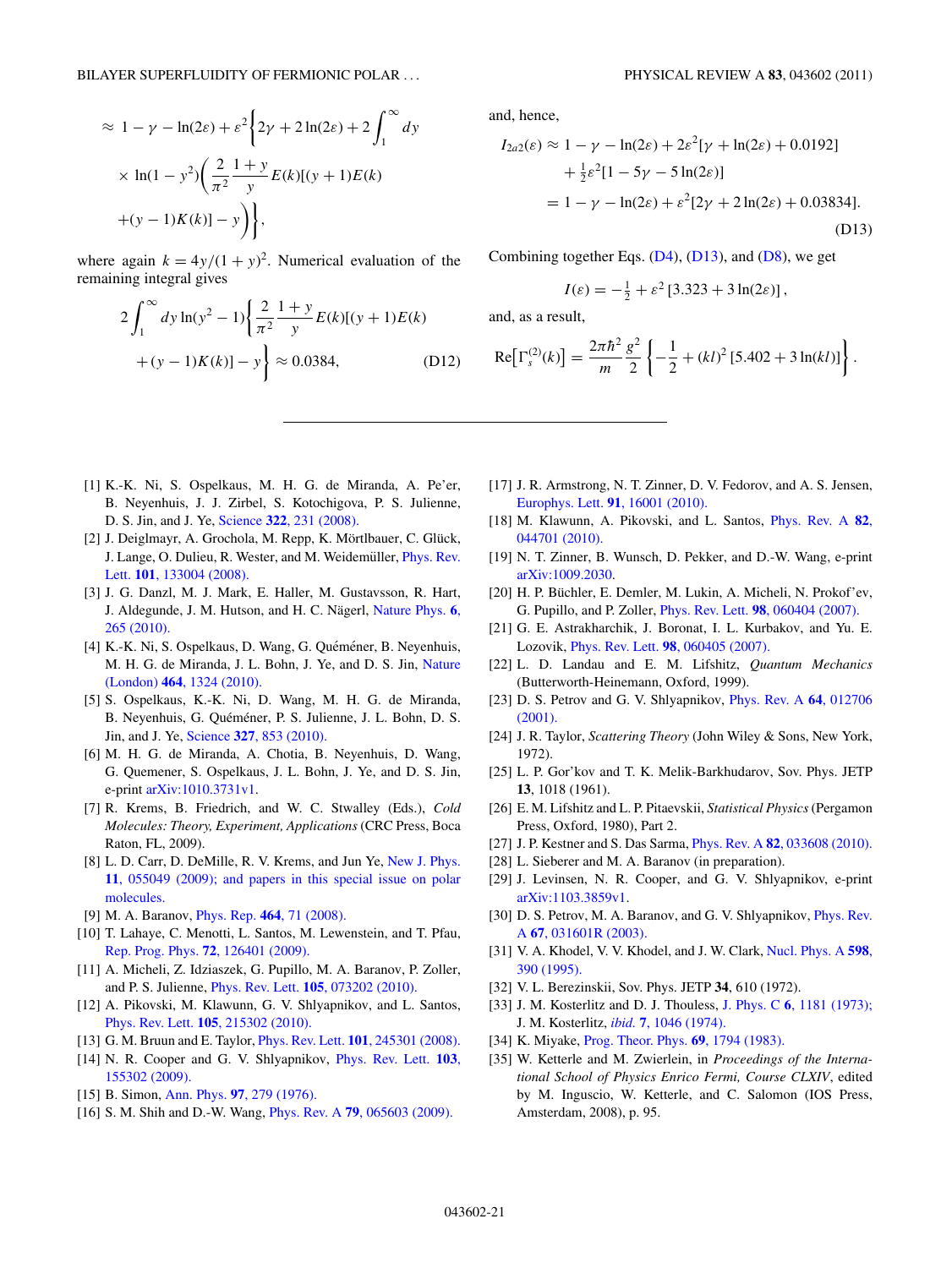$$\approx 1 - \gamma - \ln(2\varepsilon) + \varepsilon^2 \Bigg\{ 2\gamma + 2\ln(2\varepsilon) + 2\int_1^\infty dy \times \ln(1-y^2)\left( \frac{2}{\pi^2}\frac{1+y}{y}E(k)[(y+1)E(k) + (y-1)K(k)] - y \right) \Bigg\},$$

where again $k = 4y/(1+y)^2$. Numerical evaluation of the remaining integral gives

$$2\int_1^\infty dy \ln(y^2-1)\left\{ \frac{2}{\pi^2}\frac{1+y}{y}E(k)[(y+1)E(k) + (y-1)K(k)] - y \right\} \approx 0.0384, \tag{D12}$$

and, hence,

$$\begin{aligned} I_{2a2}(\varepsilon) &\approx 1 - \gamma - \ln(2\varepsilon) + 2\varepsilon^2[\gamma + \ln(2\varepsilon) + 0.0192] \\ &\quad + \tfrac{1}{2}\varepsilon^2[1 - 5\gamma - 5\ln(2\varepsilon)] \\ &= 1 - \gamma - \ln(2\varepsilon) + \varepsilon^2[2\gamma + 2\ln(2\varepsilon) + 0.03834]. \end{aligned} \tag{D13}$$

Combining together Eqs. (D4), (D13), and (D8), we get

$$I(\varepsilon) = -\tfrac{1}{2} + \varepsilon^2\left[3.323 + 3\ln(2\varepsilon)\right],$$

and, as a result,

$$\mathrm{Re}\left[\Gamma_s^{(2)}(k)\right] = \frac{2\pi\hbar^2}{m}\frac{g^2}{2}\left\{-\frac{1}{2} + (kl)^2\left[5.402 + 3\ln(kl)\right]\right\}.$$

---

[1] K.-K. Ni, S. Ospelkaus, M. H. G. de Miranda, A. Pe'er, B. Neyenhuis, J. J. Zirbel, S. Kotochigova, P. S. Julienne, D. S. Jin, and J. Ye, Science **322**, 231 (2008).

[2] J. Deiglmayr, A. Grochola, M. Repp, K. Mörtlbauer, C. Glück, J. Lange, O. Dulieu, R. Wester, and M. Weidemüller, Phys. Rev. Lett. **101**, 133004 (2008).

[3] J. G. Danzl, M. J. Mark, E. Haller, M. Gustavsson, R. Hart, J. Aldegunde, J. M. Hutson, and H. C. Nägerl, Nature Phys. **6**, 265 (2010).

[4] K.-K. Ni, S. Ospelkaus, D. Wang, G. Quéméner, B. Neyenhuis, M. H. G. de Miranda, J. L. Bohn, J. Ye, and D. S. Jin, Nature (London) **464**, 1324 (2010).

[5] S. Ospelkaus, K.-K. Ni, D. Wang, M. H. G. de Miranda, B. Neyenhuis, G. Quéméner, P. S. Julienne, J. L. Bohn, D. S. Jin, and J. Ye, Science **327**, 853 (2010).

[6] M. H. G. de Miranda, A. Chotia, B. Neyenhuis, D. Wang, G. Quemener, S. Ospelkaus, J. L. Bohn, J. Ye, and D. S. Jin, e-print arXiv:1010.3731v1.

[7] R. Krems, B. Friedrich, and W. C. Stwalley (Eds.), *Cold Molecules: Theory, Experiment, Applications* (CRC Press, Boca Raton, FL, 2009).

[8] L. D. Carr, D. DeMille, R. V. Krems, and Jun Ye, New J. Phys. **11**, 055049 (2009); and papers in this special issue on polar molecules.

[9] M. A. Baranov, Phys. Rep. **464**, 71 (2008).

[10] T. Lahaye, C. Menotti, L. Santos, M. Lewenstein, and T. Pfau, Rep. Prog. Phys. **72**, 126401 (2009).

[11] A. Micheli, Z. Idziaszek, G. Pupillo, M. A. Baranov, P. Zoller, and P. S. Julienne, Phys. Rev. Lett. **105**, 073202 (2010).

[12] A. Pikovski, M. Klawunn, G. V. Shlyapnikov, and L. Santos, Phys. Rev. Lett. **105**, 215302 (2010).

[13] G. M. Bruun and E. Taylor, Phys. Rev. Lett. **101**, 245301 (2008).

[14] N. R. Cooper and G. V. Shlyapnikov, Phys. Rev. Lett. **103**, 155302 (2009).

[15] B. Simon, Ann. Phys. **97**, 279 (1976).

[16] S. M. Shih and D.-W. Wang, Phys. Rev. A **79**, 065603 (2009).

[17] J. R. Armstrong, N. T. Zinner, D. V. Fedorov, and A. S. Jensen, Europhys. Lett. **91**, 16001 (2010).

[18] M. Klawunn, A. Pikovski, and L. Santos, Phys. Rev. A **82**, 044701 (2010).

[19] N. T. Zinner, B. Wunsch, D. Pekker, and D.-W. Wang, e-print arXiv:1009.2030.

[20] H. P. Büchler, E. Demler, M. Lukin, A. Micheli, N. Prokof'ev, G. Pupillo, and P. Zoller, Phys. Rev. Lett. **98**, 060404 (2007).

[21] G. E. Astrakharchik, J. Boronat, I. L. Kurbakov, and Yu. E. Lozovik, Phys. Rev. Lett. **98**, 060405 (2007).

[22] L. D. Landau and E. M. Lifshitz, *Quantum Mechanics* (Butterworth-Heinemann, Oxford, 1999).

[23] D. S. Petrov and G. V. Shlyapnikov, Phys. Rev. A **64**, 012706 (2001).

[24] J. R. Taylor, *Scattering Theory* (John Wiley & Sons, New York, 1972).

[25] L. P. Gor'kov and T. K. Melik-Barkhudarov, Sov. Phys. JETP **13**, 1018 (1961).

[26] E. M. Lifshitz and L. P. Pitaevskii, *Statistical Physics* (Pergamon Press, Oxford, 1980), Part 2.

[27] J. P. Kestner and S. Das Sarma, Phys. Rev. A **82**, 033608 (2010).

[28] L. Sieberer and M. A. Baranov (in preparation).

[29] J. Levinsen, N. R. Cooper, and G. V. Shlyapnikov, e-print arXiv:1103.3859v1.

[30] D. S. Petrov, M. A. Baranov, and G. V. Shlyapnikov, Phys. Rev. A **67**, 031601R (2003).

[31] V. A. Khodel, V. V. Khodel, and J. W. Clark, Nucl. Phys. A **598**, 390 (1995).

[32] V. L. Berezinskii, Sov. Phys. JETP **34**, 610 (1972).

[33] J. M. Kosterlitz and D. J. Thouless, J. Phys. C **6**, 1181 (1973); J. M. Kosterlitz, *ibid.* **7**, 1046 (1974).

[34] K. Miyake, Prog. Theor. Phys. **69**, 1794 (1983).

[35] W. Ketterle and M. Zwierlein, in *Proceedings of the International School of Physics Enrico Fermi, Course CLXIV*, edited by M. Inguscio, W. Ketterle, and C. Salomon (IOS Press, Amsterdam, 2008), p. 95.